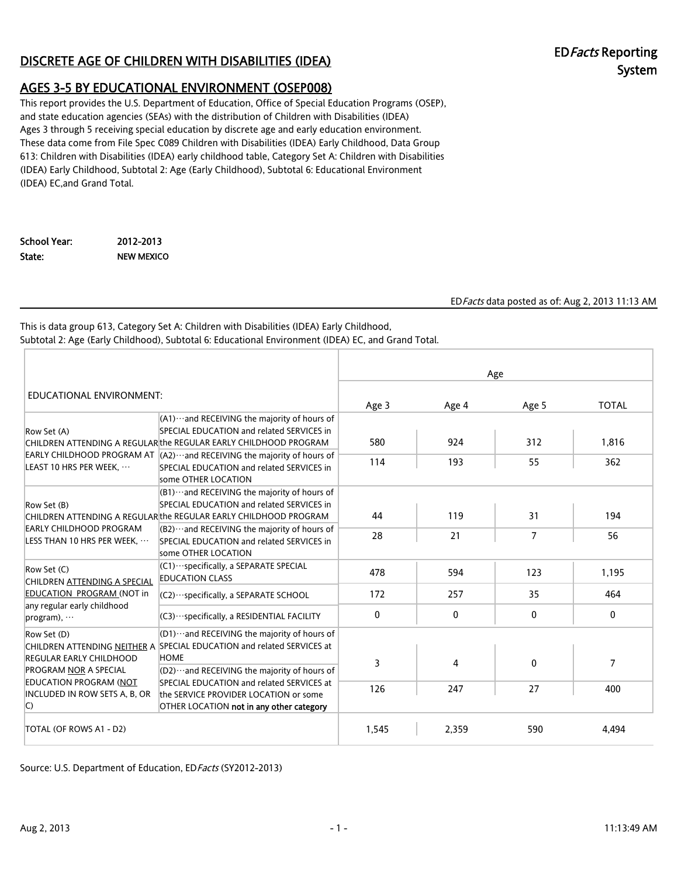# DISCRETE AGE OF CHILDREN WITH DISABILITIES (IDEA)

## AGES 3-5 BY EDUCATIONAL ENVIRONMENT (OSEP008)

ED*Facts* Reporting System

This report provides the U.S. Department of Education, Office of Special Education Programs (OSEP), and state education agencies (SEAs) with the distribution of Children with Disabilities (IDEA) Ages 3 through 5 receiving special education by discrete age and early education environment. These data come from File Spec C089 Children with Disabilities (IDEA) Early Childhood, Data Group 613: Children with Disabilities (IDEA) early childhood table, Category Set A: Children with Disabilities (IDEA) Early Childhood, Subtotal 2: Age (Early Childhood), Subtotal 6: Educational Environment (IDEA) EC,and Grand Total.

**School Year:** 2012-2013
**State:** NEW MEXICO

ED*Facts* data posted as of: Aug 2, 2013 11:13 AM

This is data group 613, Category Set A: Children with Disabilities (IDEA) Early Childhood, Subtotal 2: Age (Early Childhood), Subtotal 6: Educational Environment (IDEA) EC, and Grand Total.

| EDUCATIONAL ENVIRONMENT: | | Age | | | |
|---|---|---|---|---|---|
| | | Age 3 | Age 4 | Age 5 | TOTAL |
| Row Set (A) CHILDREN ATTENDING A REGULAR EARLY CHILDHOOD PROGRAM AT LEAST 10 HRS PER WEEK, ··· | (A1)···and RECEIVING the majority of hours of SPECIAL EDUCATION and related SERVICES in the REGULAR EARLY CHILDHOOD PROGRAM | 580 | 924 | 312 | 1,816 |
| | (A2)···and RECEIVING the majority of hours of SPECIAL EDUCATION and related SERVICES in some OTHER LOCATION | 114 | 193 | 55 | 362 |
| Row Set (B) CHILDREN ATTENDING A REGULAR EARLY CHILDHOOD PROGRAM LESS THAN 10 HRS PER WEEK, ··· | (B1)···and RECEIVING the majority of hours of SPECIAL EDUCATION and related SERVICES in the REGULAR EARLY CHILDHOOD PROGRAM | 44 | 119 | 31 | 194 |
| | (B2)···and RECEIVING the majority of hours of SPECIAL EDUCATION and related SERVICES in some OTHER LOCATION | 28 | 21 | 7 | 56 |
| Row Set (C) CHILDREN <u>ATTENDING A SPECIAL EDUCATION PROGRAM</u> (NOT in any regular early childhood program), ··· | (C1)···specifically, a SEPARATE SPECIAL EDUCATION CLASS | 478 | 594 | 123 | 1,195 |
| | (C2)···specifically, a SEPARATE SCHOOL | 172 | 257 | 35 | 464 |
| | (C3)···specifically, a RESIDENTIAL FACILITY | 0 | 0 | 0 | 0 |
| Row Set (D) CHILDREN ATTENDING <u>NEITHER</u> A REGULAR EARLY CHILDHOOD PROGRAM <u>NOR</u> A SPECIAL EDUCATION PROGRAM (<u>NOT</u> INCLUDED IN ROW SETS A, B, OR C) | (D1)···and RECEIVING the majority of hours of SPECIAL EDUCATION and related SERVICES at HOME | 3 | 4 | 0 | 7 |
| | (D2)···and RECEIVING the majority of hours of SPECIAL EDUCATION and related SERVICES at the SERVICE PROVIDER LOCATION or some OTHER LOCATION **not in any other category** | 126 | 247 | 27 | 400 |
| TOTAL (OF ROWS A1 - D2) | | 1,545 | 2,359 | 590 | 4,494 |

Source: U.S. Department of Education, ED*Facts* (SY2012-2013)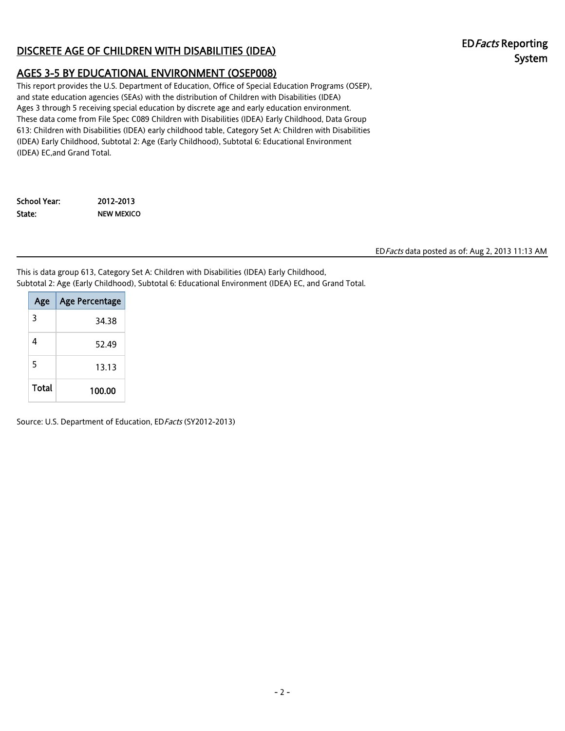## DISCRETE AGE OF CHILDREN WITH DISABILITIES (IDEA)

## AGES 3-5 BY EDUCATIONAL ENVIRONMENT (OSEP008)

ED*Facts* Reporting System

This report provides the U.S. Department of Education, Office of Special Education Programs (OSEP), and state education agencies (SEAs) with the distribution of Children with Disabilities (IDEA) Ages 3 through 5 receiving special education by discrete age and early education environment. These data come from File Spec C089 Children with Disabilities (IDEA) Early Childhood, Data Group 613: Children with Disabilities (IDEA) early childhood table, Category Set A: Children with Disabilities (IDEA) Early Childhood, Subtotal 2: Age (Early Childhood), Subtotal 6: Educational Environment (IDEA) EC,and Grand Total.

**School Year:** 2012-2013
**State:** NEW MEXICO

ED*Facts* data posted as of: Aug 2, 2013 11:13 AM

This is data group 613, Category Set A: Children with Disabilities (IDEA) Early Childhood, Subtotal 2: Age (Early Childhood), Subtotal 6: Educational Environment (IDEA) EC, and Grand Total.

| Age | Age Percentage |
|---|---|
| 3 | 34.38 |
| 4 | 52.49 |
| 5 | 13.13 |
| **Total** | **100.00** |

Source: U.S. Department of Education, ED*Facts* (SY2012-2013)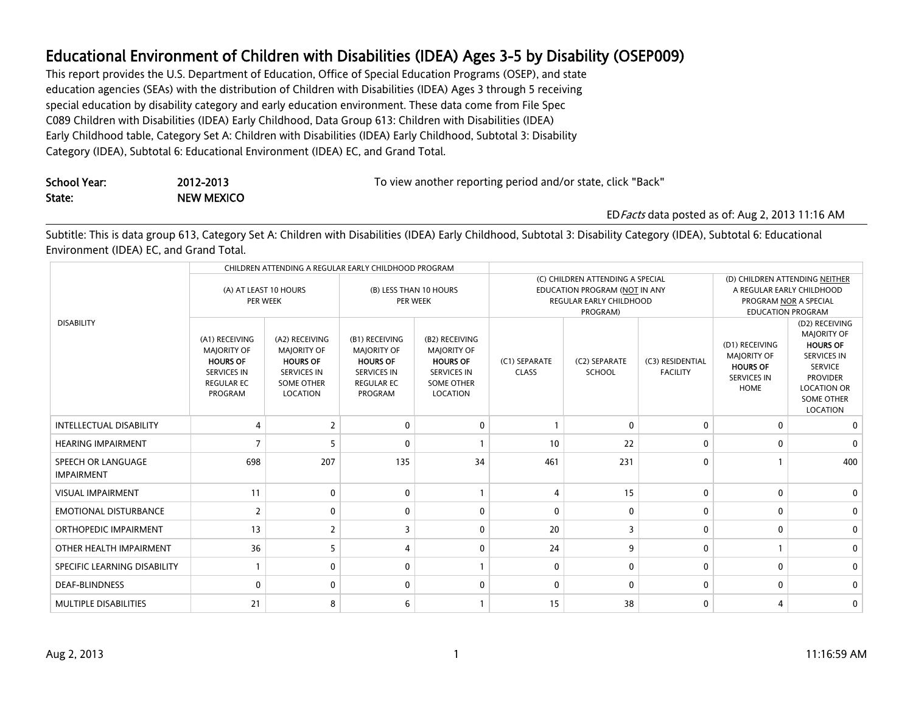# Educational Environment of Children with Disabilities (IDEA) Ages 3-5 by Disability (OSEP009)

This report provides the U.S. Department of Education, Office of Special Education Programs (OSEP), and state education agencies (SEAs) with the distribution of Children with Disabilities (IDEA) Ages 3 through 5 receiving special education by disability category and early education environment. These data come from File Spec C089 Children with Disabilities (IDEA) Early Childhood, Data Group 613: Children with Disabilities (IDEA) Early Childhood table, Category Set A: Children with Disabilities (IDEA) Early Childhood, Subtotal 3: Disability Category (IDEA), Subtotal 6: Educational Environment (IDEA) EC, and Grand Total.

**School Year:** 2012-2013

**State:** NEW MEXICO

To view another reporting period and/or state, click "Back"

ED*Facts* data posted as of: Aug 2, 2013 11:16 AM

Subtitle: This is data group 613, Category Set A: Children with Disabilities (IDEA) Early Childhood, Subtotal 3: Disability Category (IDEA), Subtotal 6: Educational Environment (IDEA) EC, and Grand Total.

| DISABILITY | CHILDREN ATTENDING A REGULAR EARLY CHILDHOOD PROGRAM | | | | | | | | |
|---|---|---|---|---|---|---|---|---|---|
| | (A) AT LEAST 10 HOURS PER WEEK | | (B) LESS THAN 10 HOURS PER WEEK | | (C) CHILDREN ATTENDING A SPECIAL EDUCATION PROGRAM (NOT IN ANY REGULAR EARLY CHILDHOOD PROGRAM) | | | (D) CHILDREN ATTENDING NEITHER A REGULAR EARLY CHILDHOOD PROGRAM NOR A SPECIAL EDUCATION PROGRAM | |
| | (A1) RECEIVING MAJORITY OF **HOURS OF** SERVICES IN REGULAR EC PROGRAM | (A2) RECEIVING MAJORITY OF **HOURS OF** SERVICES IN SOME OTHER LOCATION | (B1) RECEIVING MAJORITY OF **HOURS OF** SERVICES IN REGULAR EC PROGRAM | (B2) RECEIVING MAJORITY OF **HOURS OF** SERVICES IN SOME OTHER LOCATION | (C1) SEPARATE CLASS | (C2) SEPARATE SCHOOL | (C3) RESIDENTIAL FACILITY | (D1) RECEIVING MAJORITY OF **HOURS OF** SERVICES IN HOME | (D2) RECEIVING MAJORITY OF **HOURS OF** SERVICES IN SERVICE PROVIDER LOCATION OR SOME OTHER LOCATION |
| INTELLECTUAL DISABILITY | 4 | 2 | 0 | 0 | 1 | 0 | 0 | 0 | 0 |
| HEARING IMPAIRMENT | 7 | 5 | 0 | 1 | 10 | 22 | 0 | 0 | 0 |
| SPEECH OR LANGUAGE IMPAIRMENT | 698 | 207 | 135 | 34 | 461 | 231 | 0 | 1 | 400 |
| VISUAL IMPAIRMENT | 11 | 0 | 0 | 1 | 4 | 15 | 0 | 0 | 0 |
| EMOTIONAL DISTURBANCE | 2 | 0 | 0 | 0 | 0 | 0 | 0 | 0 | 0 |
| ORTHOPEDIC IMPAIRMENT | 13 | 2 | 3 | 0 | 20 | 3 | 0 | 0 | 0 |
| OTHER HEALTH IMPAIRMENT | 36 | 5 | 4 | 0 | 24 | 9 | 0 | 1 | 0 |
| SPECIFIC LEARNING DISABILITY | 1 | 0 | 0 | 1 | 0 | 0 | 0 | 0 | 0 |
| DEAF-BLINDNESS | 0 | 0 | 0 | 0 | 0 | 0 | 0 | 0 | 0 |
| MULTIPLE DISABILITIES | 21 | 8 | 6 | 1 | 15 | 38 | 0 | 4 | 0 |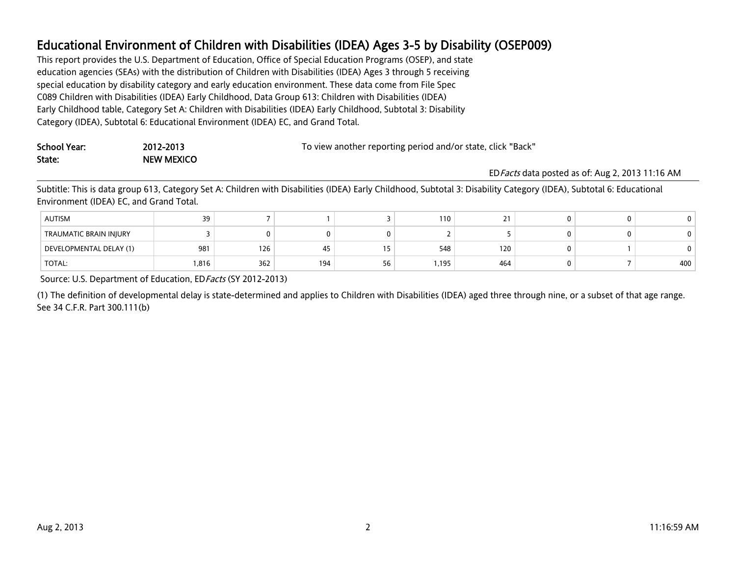# Educational Environment of Children with Disabilities (IDEA) Ages 3-5 by Disability (OSEP009)

This report provides the U.S. Department of Education, Office of Special Education Programs (OSEP), and state education agencies (SEAs) with the distribution of Children with Disabilities (IDEA) Ages 3 through 5 receiving special education by disability category and early education environment. These data come from File Spec C089 Children with Disabilities (IDEA) Early Childhood, Data Group 613: Children with Disabilities (IDEA) Early Childhood table, Category Set A: Children with Disabilities (IDEA) Early Childhood, Subtotal 3: Disability Category (IDEA), Subtotal 6: Educational Environment (IDEA) EC, and Grand Total.

**School Year:** 2012-2013

**State:** NEW MEXICO

To view another reporting period and/or state, click "Back"

ED*Facts* data posted as of: Aug 2, 2013 11:16 AM

Subtitle: This is data group 613, Category Set A: Children with Disabilities (IDEA) Early Childhood, Subtotal 3: Disability Category (IDEA), Subtotal 6: Educational Environment (IDEA) EC, and Grand Total.

| | | | | | | | | | |
|---|---|---|---|---|---|---|---|---|---|
| AUTISM | 39 | 7 | 1 | 3 | 110 | 21 | 0 | 0 | 0 |
| TRAUMATIC BRAIN INJURY | 3 | 0 | 0 | 0 | 2 | 5 | 0 | 0 | 0 |
| DEVELOPMENTAL DELAY (1) | 981 | 126 | 45 | 15 | 548 | 120 | 0 | 1 | 0 |
| TOTAL: | 1,816 | 362 | 194 | 56 | 1,195 | 464 | 0 | 7 | 400 |

Source: U.S. Department of Education, ED*Facts* (SY 2012-2013)

(1) The definition of developmental delay is state-determined and applies to Children with Disabilities (IDEA) aged three through nine, or a subset of that age range. See 34 C.F.R. Part 300.111(b)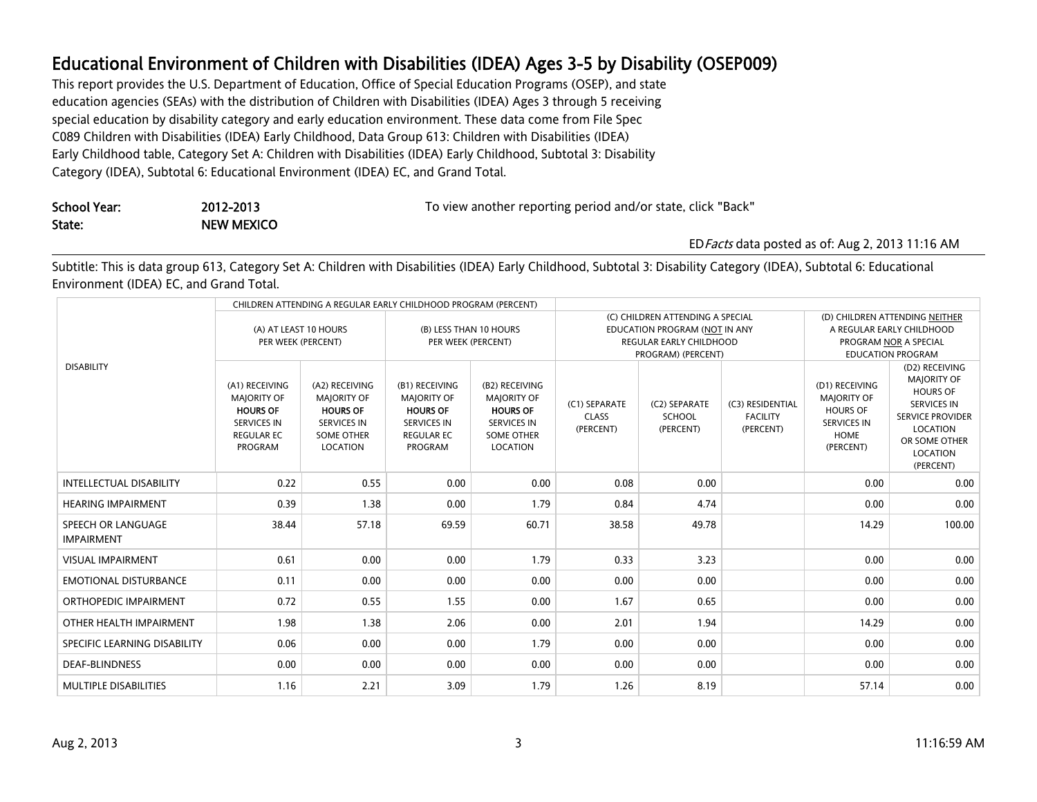# Educational Environment of Children with Disabilities (IDEA) Ages 3-5 by Disability (OSEP009)

This report provides the U.S. Department of Education, Office of Special Education Programs (OSEP), and state education agencies (SEAs) with the distribution of Children with Disabilities (IDEA) Ages 3 through 5 receiving special education by disability category and early education environment. These data come from File Spec C089 Children with Disabilities (IDEA) Early Childhood, Data Group 613: Children with Disabilities (IDEA) Early Childhood table, Category Set A: Children with Disabilities (IDEA) Early Childhood, Subtotal 3: Disability Category (IDEA), Subtotal 6: Educational Environment (IDEA) EC, and Grand Total.

**School Year:** 2012-2013

**State:** NEW MEXICO

To view another reporting period and/or state, click "Back"

ED*Facts* data posted as of: Aug 2, 2013 11:16 AM

Subtitle: This is data group 613, Category Set A: Children with Disabilities (IDEA) Early Childhood, Subtotal 3: Disability Category (IDEA), Subtotal 6: Educational Environment (IDEA) EC, and Grand Total.

| DISABILITY | CHILDREN ATTENDING A REGULAR EARLY CHILDHOOD PROGRAM (PERCENT) | | | | | | | | |
|---|---|---|---|---|---|---|---|---|---|
| | (A) AT LEAST 10 HOURS PER WEEK (PERCENT) | | (B) LESS THAN 10 HOURS PER WEEK (PERCENT) | | (C) CHILDREN ATTENDING A SPECIAL EDUCATION PROGRAM (NOT IN ANY REGULAR EARLY CHILDHOOD PROGRAM) (PERCENT) | | | (D) CHILDREN ATTENDING NEITHER A REGULAR EARLY CHILDHOOD PROGRAM NOR A SPECIAL EDUCATION PROGRAM | |
| | (A1) RECEIVING MAJORITY OF **HOURS OF** SERVICES IN REGULAR EC PROGRAM | (A2) RECEIVING MAJORITY OF **HOURS OF** SERVICES IN SOME OTHER LOCATION | (B1) RECEIVING MAJORITY OF **HOURS OF** SERVICES IN REGULAR EC PROGRAM | (B2) RECEIVING MAJORITY OF **HOURS OF** SERVICES IN SOME OTHER LOCATION | (C1) SEPARATE CLASS (PERCENT) | (C2) SEPARATE SCHOOL (PERCENT) | (C3) RESIDENTIAL FACILITY (PERCENT) | (D1) RECEIVING MAJORITY OF HOURS OF SERVICES IN HOME (PERCENT) | (D2) RECEIVING MAJORITY OF HOURS OF SERVICES IN SERVICE PROVIDER LOCATION OR SOME OTHER LOCATION (PERCENT) |
| INTELLECTUAL DISABILITY | 0.22 | 0.55 | 0.00 | 0.00 | 0.08 | 0.00 | | 0.00 | 0.00 |
| HEARING IMPAIRMENT | 0.39 | 1.38 | 0.00 | 1.79 | 0.84 | 4.74 | | 0.00 | 0.00 |
| SPEECH OR LANGUAGE IMPAIRMENT | 38.44 | 57.18 | 69.59 | 60.71 | 38.58 | 49.78 | | 14.29 | 100.00 |
| VISUAL IMPAIRMENT | 0.61 | 0.00 | 0.00 | 1.79 | 0.33 | 3.23 | | 0.00 | 0.00 |
| EMOTIONAL DISTURBANCE | 0.11 | 0.00 | 0.00 | 0.00 | 0.00 | 0.00 | | 0.00 | 0.00 |
| ORTHOPEDIC IMPAIRMENT | 0.72 | 0.55 | 1.55 | 0.00 | 1.67 | 0.65 | | 0.00 | 0.00 |
| OTHER HEALTH IMPAIRMENT | 1.98 | 1.38 | 2.06 | 0.00 | 2.01 | 1.94 | | 14.29 | 0.00 |
| SPECIFIC LEARNING DISABILITY | 0.06 | 0.00 | 0.00 | 1.79 | 0.00 | 0.00 | | 0.00 | 0.00 |
| DEAF-BLINDNESS | 0.00 | 0.00 | 0.00 | 0.00 | 0.00 | 0.00 | | 0.00 | 0.00 |
| MULTIPLE DISABILITIES | 1.16 | 2.21 | 3.09 | 1.79 | 1.26 | 8.19 | | 57.14 | 0.00 |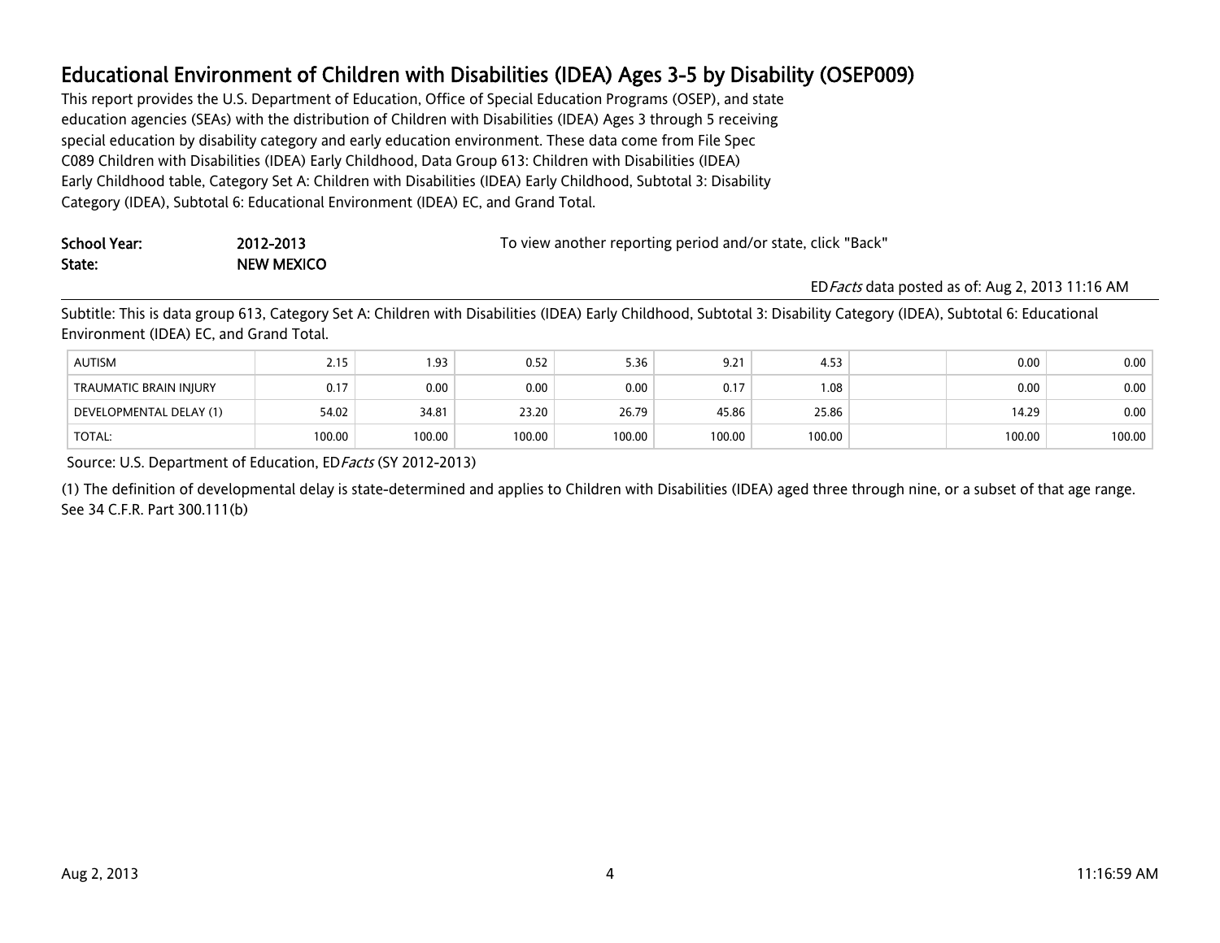# Educational Environment of Children with Disabilities (IDEA) Ages 3-5 by Disability (OSEP009)

This report provides the U.S. Department of Education, Office of Special Education Programs (OSEP), and state education agencies (SEAs) with the distribution of Children with Disabilities (IDEA) Ages 3 through 5 receiving special education by disability category and early education environment. These data come from File Spec C089 Children with Disabilities (IDEA) Early Childhood, Data Group 613: Children with Disabilities (IDEA) Early Childhood table, Category Set A: Children with Disabilities (IDEA) Early Childhood, Subtotal 3: Disability Category (IDEA), Subtotal 6: Educational Environment (IDEA) EC, and Grand Total.

**School Year:** 2012-2013
**State:** NEW MEXICO

To view another reporting period and/or state, click "Back"

ED*Facts* data posted as of: Aug 2, 2013 11:16 AM

Subtitle: This is data group 613, Category Set A: Children with Disabilities (IDEA) Early Childhood, Subtotal 3: Disability Category (IDEA), Subtotal 6: Educational Environment (IDEA) EC, and Grand Total.

| | | | | | | | | | |
|---|---|---|---|---|---|---|---|---|---|
| AUTISM | 2.15 | 1.93 | 0.52 | 5.36 | 9.21 | 4.53 | | 0.00 | 0.00 |
| TRAUMATIC BRAIN INJURY | 0.17 | 0.00 | 0.00 | 0.00 | 0.17 | 1.08 | | 0.00 | 0.00 |
| DEVELOPMENTAL DELAY (1) | 54.02 | 34.81 | 23.20 | 26.79 | 45.86 | 25.86 | | 14.29 | 0.00 |
| TOTAL: | 100.00 | 100.00 | 100.00 | 100.00 | 100.00 | 100.00 | | 100.00 | 100.00 |

Source: U.S. Department of Education, ED*Facts* (SY 2012-2013)

(1) The definition of developmental delay is state-determined and applies to Children with Disabilities (IDEA) aged three through nine, or a subset of that age range. See 34 C.F.R. Part 300.111(b)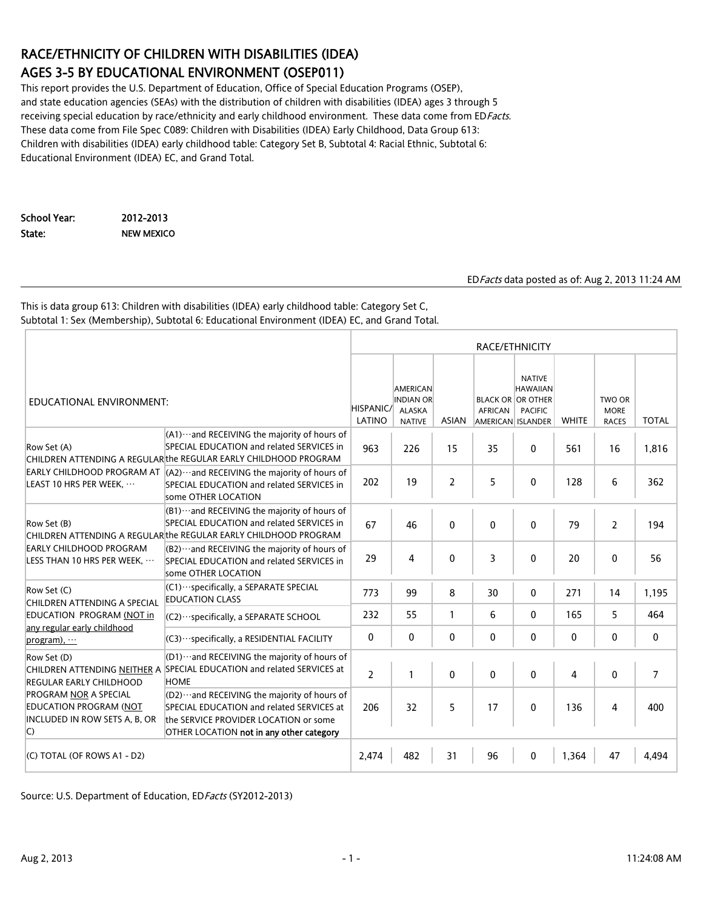# RACE/ETHNICITY OF CHILDREN WITH DISABILITIES (IDEA) AGES 3-5 BY EDUCATIONAL ENVIRONMENT (OSEP011)

This report provides the U.S. Department of Education, Office of Special Education Programs (OSEP), and state education agencies (SEAs) with the distribution of children with disabilities (IDEA) ages 3 through 5 receiving special education by race/ethnicity and early childhood environment. These data come from ED*Facts*. These data come from File Spec C089: Children with Disabilities (IDEA) Early Childhood, Data Group 613: Children with disabilities (IDEA) early childhood table: Category Set B, Subtotal 4: Racial Ethnic, Subtotal 6: Educational Environment (IDEA) EC, and Grand Total.

**School Year:** 2012-2013

**State:** NEW MEXICO

ED*Facts* data posted as of: Aug 2, 2013 11:24 AM

This is data group 613: Children with disabilities (IDEA) early childhood table: Category Set C, Subtotal 1: Sex (Membership), Subtotal 6: Educational Environment (IDEA) EC, and Grand Total.

| EDUCATIONAL ENVIRONMENT: | | RACE/ETHNICITY | | | | | | | |
|---|---|---|---|---|---|---|---|---|---|
| | | HISPANIC/ LATINO | AMERICAN INDIAN OR ALASKA NATIVE | ASIAN | BLACK OR AFRICAN AMERICAN | NATIVE HAWAIIAN OR OTHER PACIFIC ISLANDER | WHITE | TWO OR MORE RACES | TOTAL |
| Row Set (A) CHILDREN ATTENDING A REGULAR EARLY CHILDHOOD PROGRAM AT LEAST 10 HRS PER WEEK, ··· | (A1)···and RECEIVING the majority of hours of SPECIAL EDUCATION and related SERVICES in the REGULAR EARLY CHILDHOOD PROGRAM | 963 | 226 | 15 | 35 | 0 | 561 | 16 | 1,816 |
| | (A2)···and RECEIVING the majority of hours of SPECIAL EDUCATION and related SERVICES in some OTHER LOCATION | 202 | 19 | 2 | 5 | 0 | 128 | 6 | 362 |
| Row Set (B) CHILDREN ATTENDING A REGULAR EARLY CHILDHOOD PROGRAM LESS THAN 10 HRS PER WEEK, ··· | (B1)···and RECEIVING the majority of hours of SPECIAL EDUCATION and related SERVICES in the REGULAR EARLY CHILDHOOD PROGRAM | 67 | 46 | 0 | 0 | 0 | 79 | 2 | 194 |
| | (B2)···and RECEIVING the majority of hours of SPECIAL EDUCATION and related SERVICES in some OTHER LOCATION | 29 | 4 | 0 | 3 | 0 | 20 | 0 | 56 |
| Row Set (C) CHILDREN ATTENDING A SPECIAL EDUCATION PROGRAM (NOT in any regular early childhood program), ··· | (C1)···specifically, a SEPARATE SPECIAL EDUCATION CLASS | 773 | 99 | 8 | 30 | 0 | 271 | 14 | 1,195 |
| | (C2)···specifically, a SEPARATE SCHOOL | 232 | 55 | 1 | 6 | 0 | 165 | 5 | 464 |
| | (C3)···specifically, a RESIDENTIAL FACILITY | 0 | 0 | 0 | 0 | 0 | 0 | 0 | 0 |
| Row Set (D) CHILDREN ATTENDING NEITHER A REGULAR EARLY CHILDHOOD PROGRAM NOR A SPECIAL EDUCATION PROGRAM (NOT INCLUDED IN ROW SETS A, B, OR C) | (D1)···and RECEIVING the majority of hours of SPECIAL EDUCATION and related SERVICES at HOME | 2 | 1 | 0 | 0 | 0 | 4 | 0 | 7 |
| | (D2)···and RECEIVING the majority of hours of SPECIAL EDUCATION and related SERVICES at the SERVICE PROVIDER LOCATION or some OTHER LOCATION **not in any other category** | 206 | 32 | 5 | 17 | 0 | 136 | 4 | 400 |
| (C) TOTAL (OF ROWS A1 - D2) | | 2,474 | 482 | 31 | 96 | 0 | 1,364 | 47 | 4,494 |

Source: U.S. Department of Education, ED*Facts* (SY2012-2013)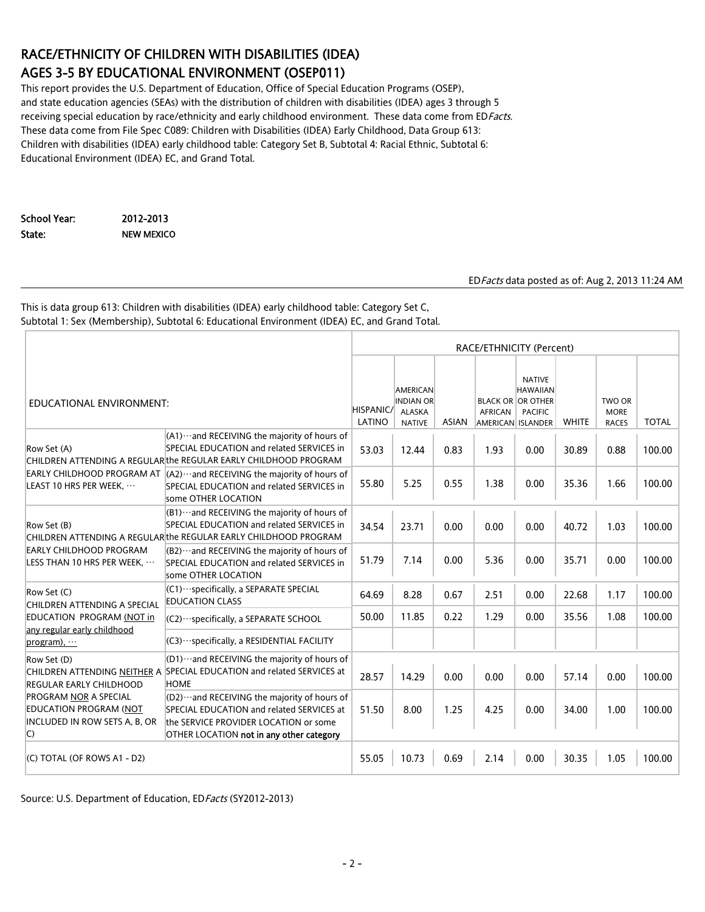# RACE/ETHNICITY OF CHILDREN WITH DISABILITIES (IDEA) AGES 3-5 BY EDUCATIONAL ENVIRONMENT (OSEP011)

This report provides the U.S. Department of Education, Office of Special Education Programs (OSEP), and state education agencies (SEAs) with the distribution of children with disabilities (IDEA) ages 3 through 5 receiving special education by race/ethnicity and early childhood environment. These data come from ED*Facts*. These data come from File Spec C089: Children with Disabilities (IDEA) Early Childhood, Data Group 613: Children with disabilities (IDEA) early childhood table: Category Set B, Subtotal 4: Racial Ethnic, Subtotal 6: Educational Environment (IDEA) EC, and Grand Total.

**School Year:** 2012-2013
**State:** NEW MEXICO

ED*Facts* data posted as of: Aug 2, 2013 11:24 AM

This is data group 613: Children with disabilities (IDEA) early childhood table: Category Set C, Subtotal 1: Sex (Membership), Subtotal 6: Educational Environment (IDEA) EC, and Grand Total.

| EDUCATIONAL ENVIRONMENT: | | RACE/ETHNICITY (Percent) | | | | | | | |
|---|---|---|---|---|---|---|---|---|---|
| | | HISPANIC/ LATINO | AMERICAN INDIAN OR ALASKA NATIVE | ASIAN | BLACK OR AFRICAN AMERICAN | NATIVE HAWAIIAN OR OTHER PACIFIC ISLANDER | WHITE | TWO OR MORE RACES | TOTAL |
| Row Set (A) CHILDREN ATTENDING A REGULAR EARLY CHILDHOOD PROGRAM AT LEAST 10 HRS PER WEEK, ··· | (A1)···and RECEIVING the majority of hours of SPECIAL EDUCATION and related SERVICES in the REGULAR EARLY CHILDHOOD PROGRAM | 53.03 | 12.44 | 0.83 | 1.93 | 0.00 | 30.89 | 0.88 | 100.00 |
| | (A2)···and RECEIVING the majority of hours of SPECIAL EDUCATION and related SERVICES in some OTHER LOCATION | 55.80 | 5.25 | 0.55 | 1.38 | 0.00 | 35.36 | 1.66 | 100.00 |
| Row Set (B) CHILDREN ATTENDING A REGULAR EARLY CHILDHOOD PROGRAM LESS THAN 10 HRS PER WEEK, ··· | (B1)···and RECEIVING the majority of hours of SPECIAL EDUCATION and related SERVICES in the REGULAR EARLY CHILDHOOD PROGRAM | 34.54 | 23.71 | 0.00 | 0.00 | 0.00 | 40.72 | 1.03 | 100.00 |
| | (B2)···and RECEIVING the majority of hours of SPECIAL EDUCATION and related SERVICES in some OTHER LOCATION | 51.79 | 7.14 | 0.00 | 5.36 | 0.00 | 35.71 | 0.00 | 100.00 |
| Row Set (C) CHILDREN ATTENDING A SPECIAL EDUCATION PROGRAM (NOT in any regular early childhood program), ··· | (C1)···specifically, a SEPARATE SPECIAL EDUCATION CLASS | 64.69 | 8.28 | 0.67 | 2.51 | 0.00 | 22.68 | 1.17 | 100.00 |
| | (C2)···specifically, a SEPARATE SCHOOL | 50.00 | 11.85 | 0.22 | 1.29 | 0.00 | 35.56 | 1.08 | 100.00 |
| | (C3)···specifically, a RESIDENTIAL FACILITY | | | | | | | | |
| Row Set (D) CHILDREN ATTENDING NEITHER A REGULAR EARLY CHILDHOOD PROGRAM NOR A SPECIAL EDUCATION PROGRAM (NOT INCLUDED IN ROW SETS A, B, OR C) | (D1)···and RECEIVING the majority of hours of SPECIAL EDUCATION and related SERVICES at HOME | 28.57 | 14.29 | 0.00 | 0.00 | 0.00 | 57.14 | 0.00 | 100.00 |
| | (D2)···and RECEIVING the majority of hours of SPECIAL EDUCATION and related SERVICES at the SERVICE PROVIDER LOCATION or some OTHER LOCATION **not in any other category** | 51.50 | 8.00 | 1.25 | 4.25 | 0.00 | 34.00 | 1.00 | 100.00 |
| (C) TOTAL (OF ROWS A1 - D2) | | 55.05 | 10.73 | 0.69 | 2.14 | 0.00 | 30.35 | 1.05 | 100.00 |

Source: U.S. Department of Education, ED*Facts* (SY2012-2013)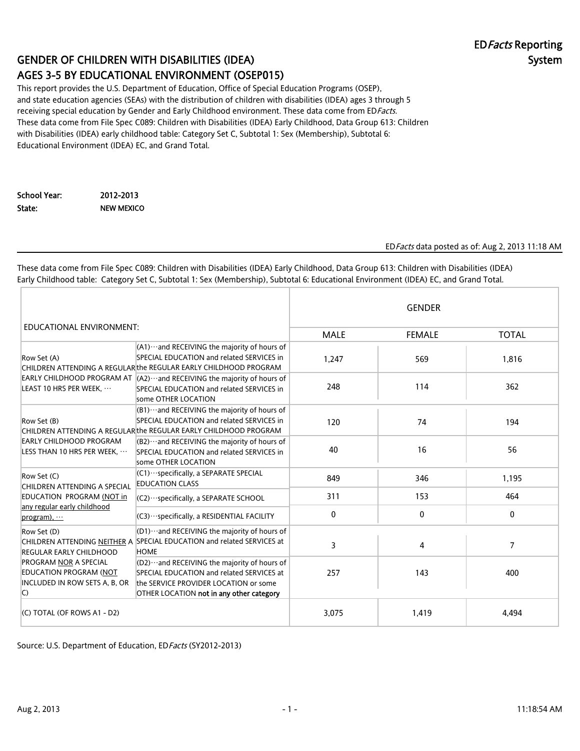# GENDER OF CHILDREN WITH DISABILITIES (IDEA) AGES 3-5 BY EDUCATIONAL ENVIRONMENT (OSEP015)

**ED*Facts* Reporting System**

This report provides the U.S. Department of Education, Office of Special Education Programs (OSEP), and state education agencies (SEAs) with the distribution of children with disabilities (IDEA) ages 3 through 5 receiving special education by Gender and Early Childhood environment. These data come from ED*Facts*. These data come from File Spec C089: Children with Disabilities (IDEA) Early Childhood, Data Group 613: Children with Disabilities (IDEA) early childhood table: Category Set C, Subtotal 1: Sex (Membership), Subtotal 6: Educational Environment (IDEA) EC, and Grand Total.

**School Year:** 2012-2013
**State:** NEW MEXICO

ED*Facts* data posted as of: Aug 2, 2013 11:18 AM

These data come from File Spec C089: Children with Disabilities (IDEA) Early Childhood, Data Group 613: Children with Disabilities (IDEA) Early Childhood table: Category Set C, Subtotal 1: Sex (Membership), Subtotal 6: Educational Environment (IDEA) EC, and Grand Total.

| EDUCATIONAL ENVIRONMENT: | | GENDER | | |
|---|---|---|---|---|
| | | MALE | FEMALE | TOTAL |
| Row Set (A) CHILDREN ATTENDING A REGULAR EARLY CHILDHOOD PROGRAM AT LEAST 10 HRS PER WEEK, ··· | (A1)···and RECEIVING the majority of hours of SPECIAL EDUCATION and related SERVICES in the REGULAR EARLY CHILDHOOD PROGRAM | 1,247 | 569 | 1,816 |
| | (A2)···and RECEIVING the majority of hours of SPECIAL EDUCATION and related SERVICES in some OTHER LOCATION | 248 | 114 | 362 |
| Row Set (B) CHILDREN ATTENDING A REGULAR EARLY CHILDHOOD PROGRAM LESS THAN 10 HRS PER WEEK, ··· | (B1)···and RECEIVING the majority of hours of SPECIAL EDUCATION and related SERVICES in the REGULAR EARLY CHILDHOOD PROGRAM | 120 | 74 | 194 |
| | (B2)···and RECEIVING the majority of hours of SPECIAL EDUCATION and related SERVICES in some OTHER LOCATION | 40 | 16 | 56 |
| Row Set (C) CHILDREN ATTENDING A SPECIAL EDUCATION PROGRAM (NOT in any regular early childhood program), ··· | (C1)···specifically, a SEPARATE SPECIAL EDUCATION CLASS | 849 | 346 | 1,195 |
| | (C2)···specifically, a SEPARATE SCHOOL | 311 | 153 | 464 |
| | (C3)···specifically, a RESIDENTIAL FACILITY | 0 | 0 | 0 |
| Row Set (D) CHILDREN ATTENDING NEITHER A REGULAR EARLY CHILDHOOD PROGRAM NOR A SPECIAL EDUCATION PROGRAM (NOT INCLUDED IN ROW SETS A, B, OR C) | (D1)···and RECEIVING the majority of hours of SPECIAL EDUCATION and related SERVICES at HOME | 3 | 4 | 7 |
| | (D2)···and RECEIVING the majority of hours of SPECIAL EDUCATION and related SERVICES at the SERVICE PROVIDER LOCATION or some OTHER LOCATION **not in any other category** | 257 | 143 | 400 |
| (C) TOTAL (OF ROWS A1 - D2) | | 3,075 | 1,419 | 4,494 |

Source: U.S. Department of Education, ED*Facts* (SY2012-2013)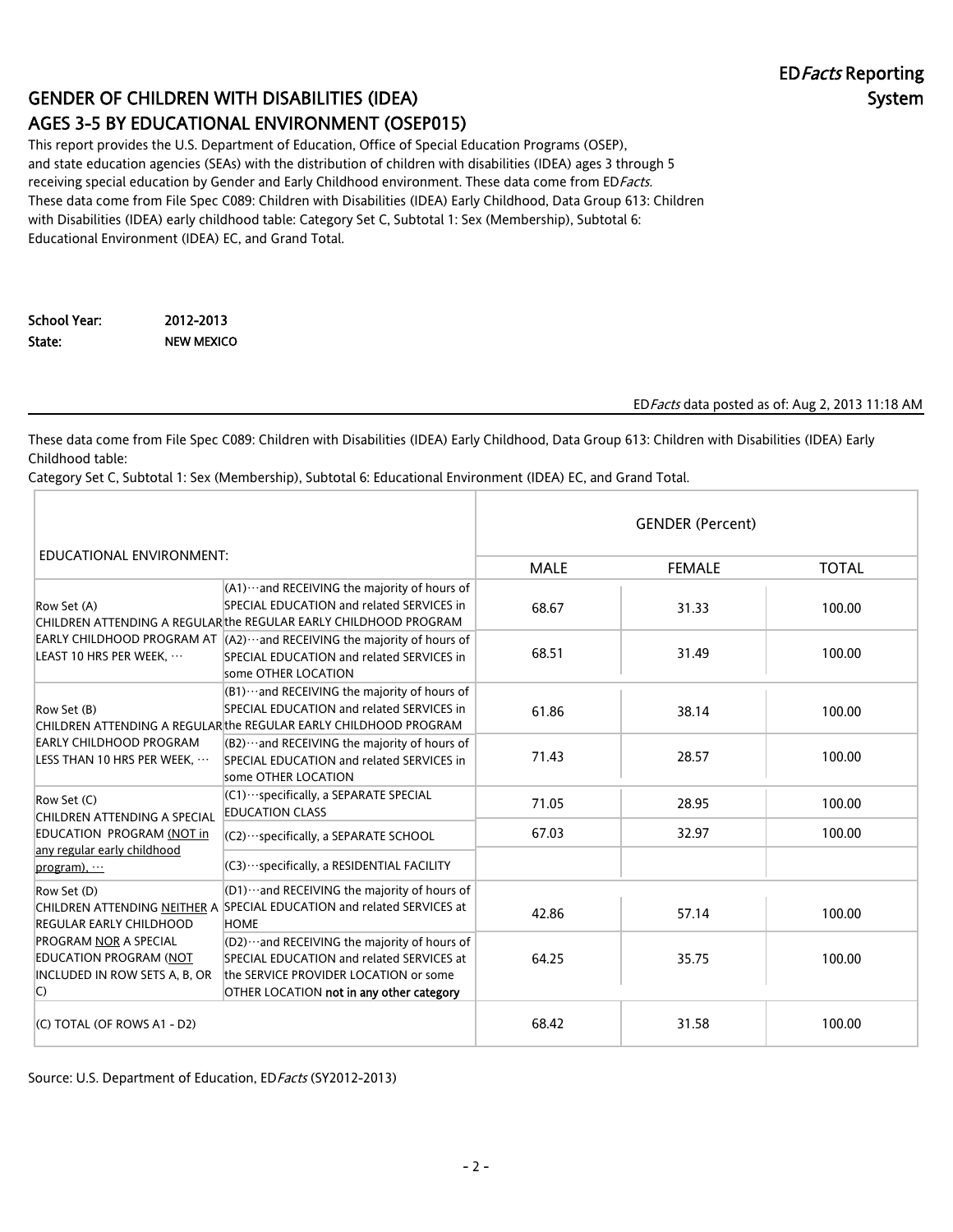# ED*Facts* Reporting System

## GENDER OF CHILDREN WITH DISABILITIES (IDEA) AGES 3-5 BY EDUCATIONAL ENVIRONMENT (OSEP015)

This report provides the U.S. Department of Education, Office of Special Education Programs (OSEP), and state education agencies (SEAs) with the distribution of children with disabilities (IDEA) ages 3 through 5 receiving special education by Gender and Early Childhood environment. These data come from ED*Facts*. These data come from File Spec C089: Children with Disabilities (IDEA) Early Childhood, Data Group 613: Children with Disabilities (IDEA) early childhood table: Category Set C, Subtotal 1: Sex (Membership), Subtotal 6: Educational Environment (IDEA) EC, and Grand Total.

**School Year:** 2012-2013
**State:** NEW MEXICO

ED*Facts* data posted as of: Aug 2, 2013 11:18 AM

These data come from File Spec C089: Children with Disabilities (IDEA) Early Childhood, Data Group 613: Children with Disabilities (IDEA) Early Childhood table:
Category Set C, Subtotal 1: Sex (Membership), Subtotal 6: Educational Environment (IDEA) EC, and Grand Total.

| EDUCATIONAL ENVIRONMENT: | | GENDER (Percent) | | |
|---|---|---|---|---|
| | | MALE | FEMALE | TOTAL |
| Row Set (A) CHILDREN ATTENDING A REGULAR EARLY CHILDHOOD PROGRAM AT LEAST 10 HRS PER WEEK, … | (A1)…and RECEIVING the majority of hours of SPECIAL EDUCATION and related SERVICES in the REGULAR EARLY CHILDHOOD PROGRAM | 68.67 | 31.33 | 100.00 |
| | (A2)…and RECEIVING the majority of hours of SPECIAL EDUCATION and related SERVICES in some OTHER LOCATION | 68.51 | 31.49 | 100.00 |
| Row Set (B) CHILDREN ATTENDING A REGULAR EARLY CHILDHOOD PROGRAM LESS THAN 10 HRS PER WEEK, … | (B1)…and RECEIVING the majority of hours of SPECIAL EDUCATION and related SERVICES in the REGULAR EARLY CHILDHOOD PROGRAM | 61.86 | 38.14 | 100.00 |
| | (B2)…and RECEIVING the majority of hours of SPECIAL EDUCATION and related SERVICES in some OTHER LOCATION | 71.43 | 28.57 | 100.00 |
| Row Set (C) CHILDREN ATTENDING A SPECIAL EDUCATION PROGRAM (NOT in any regular early childhood program), … | (C1)…specifically, a SEPARATE SPECIAL EDUCATION CLASS | 71.05 | 28.95 | 100.00 |
| | (C2)…specifically, a SEPARATE SCHOOL | 67.03 | 32.97 | 100.00 |
| | (C3)…specifically, a RESIDENTIAL FACILITY | | | |
| Row Set (D) CHILDREN ATTENDING NEITHER A REGULAR EARLY CHILDHOOD PROGRAM NOR A SPECIAL EDUCATION PROGRAM (NOT INCLUDED IN ROW SETS A, B, OR C) | (D1)…and RECEIVING the majority of hours of SPECIAL EDUCATION and related SERVICES at HOME | 42.86 | 57.14 | 100.00 |
| | (D2)…and RECEIVING the majority of hours of SPECIAL EDUCATION and related SERVICES at the SERVICE PROVIDER LOCATION or some OTHER LOCATION **not in any other category** | 64.25 | 35.75 | 100.00 |
| (C) TOTAL (OF ROWS A1 - D2) | | 68.42 | 31.58 | 100.00 |

Source: U.S. Department of Education, ED*Facts* (SY2012-2013)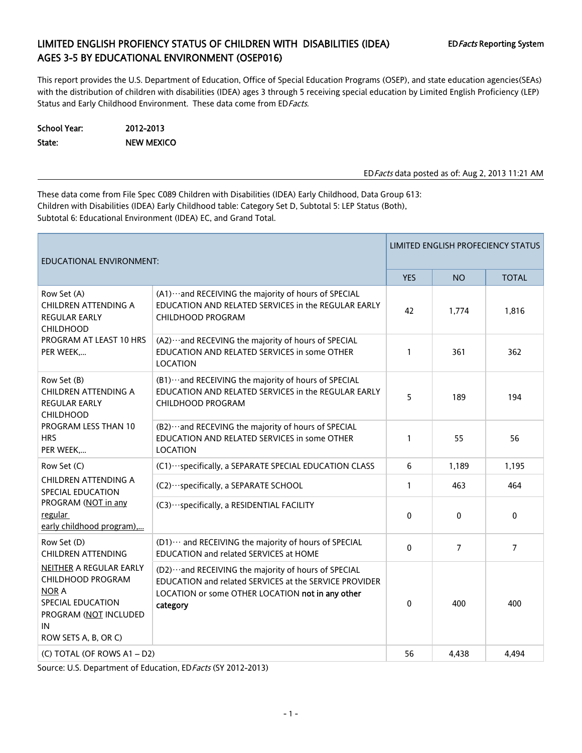# LIMITED ENGLISH PROFIENCY STATUS OF CHILDREN WITH DISABILITIES (IDEA) AGES 3-5 BY EDUCATIONAL ENVIRONMENT (OSEP016)

ED*Facts* Reporting System

This report provides the U.S. Department of Education, Office of Special Education Programs (OSEP), and state education agencies(SEAs) with the distribution of children with disabilities (IDEA) ages 3 through 5 receiving special education by Limited English Proficiency (LEP) Status and Early Childhood Environment. These data come from ED*Facts.*

**School Year:** 2012-2013
**State:** NEW MEXICO

ED*Facts* data posted as of: Aug 2, 2013 11:21 AM

These data come from File Spec C089 Children with Disabilities (IDEA) Early Childhood, Data Group 613: Children with Disabilities (IDEA) Early Childhood table: Category Set D, Subtotal 5: LEP Status (Both), Subtotal 6: Educational Environment (IDEA) EC, and Grand Total.

| EDUCATIONAL ENVIRONMENT: | | LIMITED ENGLISH PROFECIENCY STATUS | | |
|---|---|---|---|---|
| | | YES | NO | TOTAL |
| Row Set (A) CHILDREN ATTENDING A REGULAR EARLY CHILDHOOD PROGRAM AT LEAST 10 HRS PER WEEK,... | (A1)…and RECEIVING the majority of hours of SPECIAL EDUCATION AND RELATED SERVICES in the REGULAR EARLY CHILDHOOD PROGRAM | 42 | 1,774 | 1,816 |
| | (A2)…and RECEVING the majority of hours of SPECIAL EDUCATION AND RELATED SERVICES in some OTHER LOCATION | 1 | 361 | 362 |
| Row Set (B) CHILDREN ATTENDING A REGULAR EARLY CHILDHOOD PROGRAM LESS THAN 10 HRS PER WEEK,... | (B1)…and RECEIVING the majority of hours of SPECIAL EDUCATION AND RELATED SERVICES in the REGULAR EARLY CHILDHOOD PROGRAM | 5 | 189 | 194 |
| | (B2)…and RECEVING the majority of hours of SPECIAL EDUCATION AND RELATED SERVICES in some OTHER LOCATION | 1 | 55 | 56 |
| Row Set (C) CHILDREN ATTENDING A SPECIAL EDUCATION PROGRAM (NOT in any regular early childhood program),... | (C1)…specifically, a SEPARATE SPECIAL EDUCATION CLASS | 6 | 1,189 | 1,195 |
| | (C2)…specifically, a SEPARATE SCHOOL | 1 | 463 | 464 |
| | (C3)…specifically, a RESIDENTIAL FACILITY | 0 | 0 | 0 |
| Row Set (D) CHILDREN ATTENDING NEITHER A REGULAR EARLY CHILDHOOD PROGRAM NOR A SPECIAL EDUCATION PROGRAM (NOT INCLUDED IN ROW SETS A, B, OR C) | (D1)… and RECEIVING the majority of hours of SPECIAL EDUCATION and related SERVICES at HOME | 0 | 7 | 7 |
| | (D2)…and RECEIVING the majority of hours of SPECIAL EDUCATION and related SERVICES at the SERVICE PROVIDER LOCATION or some OTHER LOCATION **not in any other category** | 0 | 400 | 400 |
| (C) TOTAL (OF ROWS A1 – D2) | | 56 | 4,438 | 4,494 |

Source: U.S. Department of Education, ED*Facts* (SY 2012-2013)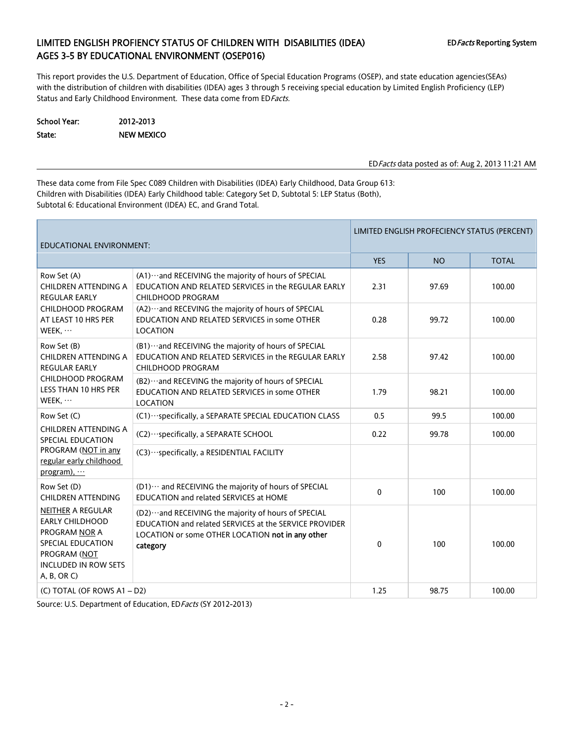## LIMITED ENGLISH PROFIENCY STATUS OF CHILDREN WITH DISABILITIES (IDEA) AGES 3-5 BY EDUCATIONAL ENVIRONMENT (OSEP016)

ED*Facts* Reporting System

This report provides the U.S. Department of Education, Office of Special Education Programs (OSEP), and state education agencies(SEAs) with the distribution of children with disabilities (IDEA) ages 3 through 5 receiving special education by Limited English Proficiency (LEP) Status and Early Childhood Environment. These data come from ED*Facts.*

**School Year:** 2012-2013
**State:** NEW MEXICO

ED*Facts* data posted as of: Aug 2, 2013 11:21 AM

These data come from File Spec C089 Children with Disabilities (IDEA) Early Childhood, Data Group 613: Children with Disabilities (IDEA) Early Childhood table: Category Set D, Subtotal 5: LEP Status (Both), Subtotal 6: Educational Environment (IDEA) EC, and Grand Total.

| EDUCATIONAL ENVIRONMENT: | | LIMITED ENGLISH PROFECIENCY STATUS (PERCENT) | | |
|---|---|---|---|---|
| | | YES | NO | TOTAL |
| Row Set (A) CHILDREN ATTENDING A REGULAR EARLY CHILDHOOD PROGRAM AT LEAST 10 HRS PER WEEK, … | (A1)…and RECEIVING the majority of hours of SPECIAL EDUCATION AND RELATED SERVICES in the REGULAR EARLY CHILDHOOD PROGRAM | 2.31 | 97.69 | 100.00 |
| | (A2)…and RECEVING the majority of hours of SPECIAL EDUCATION AND RELATED SERVICES in some OTHER LOCATION | 0.28 | 99.72 | 100.00 |
| Row Set (B) CHILDREN ATTENDING A REGULAR EARLY CHILDHOOD PROGRAM LESS THAN 10 HRS PER WEEK, … | (B1)…and RECEIVING the majority of hours of SPECIAL EDUCATION AND RELATED SERVICES in the REGULAR EARLY CHILDHOOD PROGRAM | 2.58 | 97.42 | 100.00 |
| | (B2)…and RECEVING the majority of hours of SPECIAL EDUCATION AND RELATED SERVICES in some OTHER LOCATION | 1.79 | 98.21 | 100.00 |
| Row Set (C) CHILDREN ATTENDING A SPECIAL EDUCATION PROGRAM (NOT in any regular early childhood program), … | (C1)…specifically, a SEPARATE SPECIAL EDUCATION CLASS | 0.5 | 99.5 | 100.00 |
| | (C2)…specifically, a SEPARATE SCHOOL | 0.22 | 99.78 | 100.00 |
| | (C3)…specifically, a RESIDENTIAL FACILITY | | | |
| Row Set (D) CHILDREN ATTENDING NEITHER A REGULAR EARLY CHILDHOOD PROGRAM NOR A SPECIAL EDUCATION PROGRAM (NOT INCLUDED IN ROW SETS A, B, OR C) | (D1)… and RECEIVING the majority of hours of SPECIAL EDUCATION and related SERVICES at HOME | 0 | 100 | 100.00 |
| | (D2)…and RECEIVING the majority of hours of SPECIAL EDUCATION and related SERVICES at the SERVICE PROVIDER LOCATION or some OTHER LOCATION **not in any other category** | 0 | 100 | 100.00 |
| (C) TOTAL (OF ROWS A1 – D2) | | 1.25 | 98.75 | 100.00 |

Source: U.S. Department of Education, ED*Facts* (SY 2012-2013)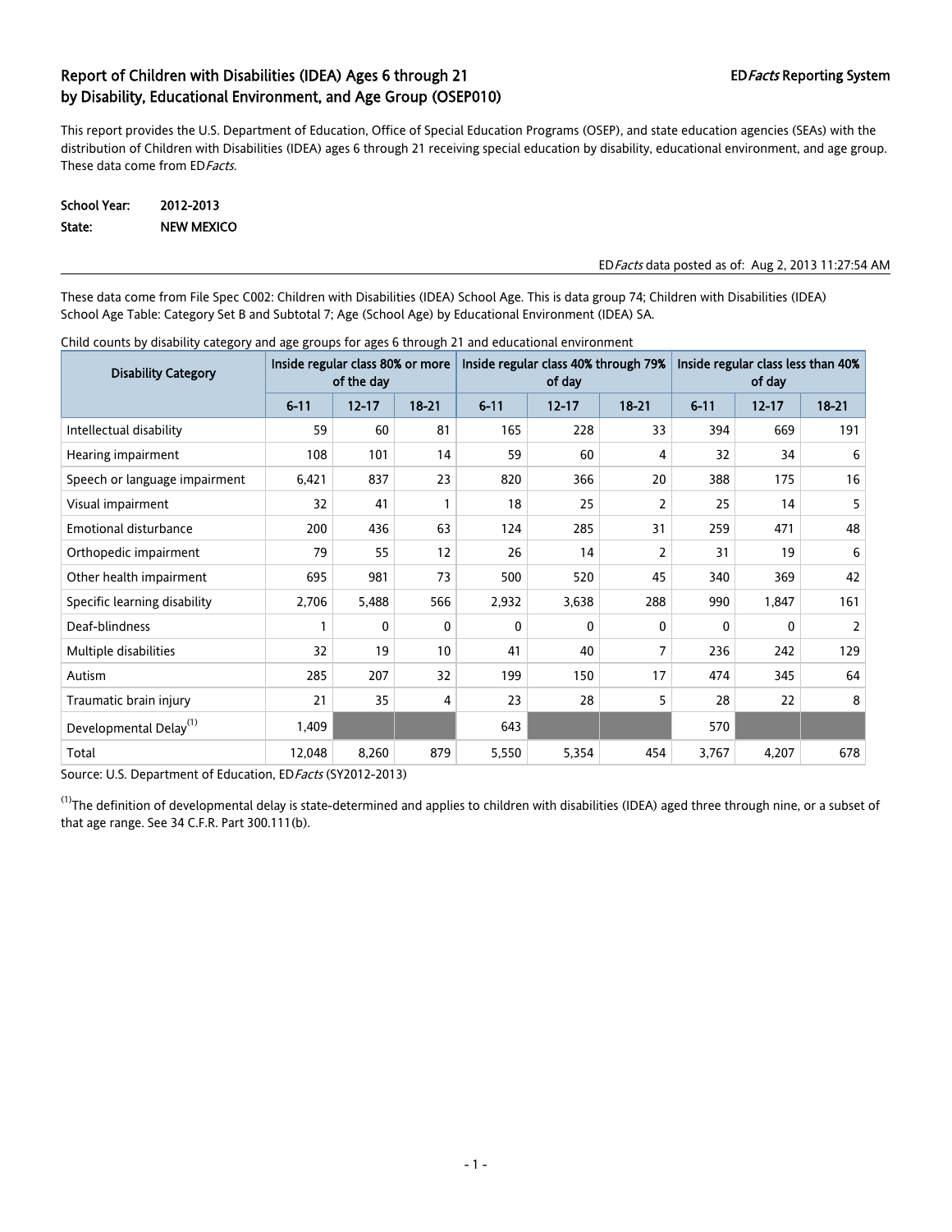# Report of Children with Disabilities (IDEA) Ages 6 through 21 by Disability, Educational Environment, and Age Group (OSEP010)

ED*Facts* Reporting System

This report provides the U.S. Department of Education, Office of Special Education Programs (OSEP), and state education agencies (SEAs) with the distribution of Children with Disabilities (IDEA) ages 6 through 21 receiving special education by disability, educational environment, and age group. These data come from ED*Facts.*

**School Year:** 2012-2013
**State:** NEW MEXICO

ED*Facts* data posted as of: Aug 2, 2013 11:27:54 AM

These data come from File Spec C002: Children with Disabilities (IDEA) School Age. This is data group 74; Children with Disabilities (IDEA) School Age Table: Category Set B and Subtotal 7; Age (School Age) by Educational Environment (IDEA) SA.

Child counts by disability category and age groups for ages 6 through 21 and educational environment

| Disability Category | Inside regular class 80% or more of the day | | | Inside regular class 40% through 79% of day | | | Inside regular class less than 40% of day | | |
|---|---|---|---|---|---|---|---|---|---|
| | 6-11 | 12-17 | 18-21 | 6-11 | 12-17 | 18-21 | 6-11 | 12-17 | 18-21 |
| Intellectual disability | 59 | 60 | 81 | 165 | 228 | 33 | 394 | 669 | 191 |
| Hearing impairment | 108 | 101 | 14 | 59 | 60 | 4 | 32 | 34 | 6 |
| Speech or language impairment | 6,421 | 837 | 23 | 820 | 366 | 20 | 388 | 175 | 16 |
| Visual impairment | 32 | 41 | 1 | 18 | 25 | 2 | 25 | 14 | 5 |
| Emotional disturbance | 200 | 436 | 63 | 124 | 285 | 31 | 259 | 471 | 48 |
| Orthopedic impairment | 79 | 55 | 12 | 26 | 14 | 2 | 31 | 19 | 6 |
| Other health impairment | 695 | 981 | 73 | 500 | 520 | 45 | 340 | 369 | 42 |
| Specific learning disability | 2,706 | 5,488 | 566 | 2,932 | 3,638 | 288 | 990 | 1,847 | 161 |
| Deaf-blindness | 1 | 0 | 0 | 0 | 0 | 0 | 0 | 0 | 2 |
| Multiple disabilities | 32 | 19 | 10 | 41 | 40 | 7 | 236 | 242 | 129 |
| Autism | 285 | 207 | 32 | 199 | 150 | 17 | 474 | 345 | 64 |
| Traumatic brain injury | 21 | 35 | 4 | 23 | 28 | 5 | 28 | 22 | 8 |
| Developmental Delay[1] | 1,409 | | | 643 | | | 570 | | |
| Total | 12,048 | 8,260 | 879 | 5,550 | 5,354 | 454 | 3,767 | 4,207 | 678 |

Source: U.S. Department of Education, ED*Facts* (SY2012-2013)

[1]The definition of developmental delay is state-determined and applies to children with disabilities (IDEA) aged three through nine, or a subset of that age range. See 34 C.F.R. Part 300.111(b).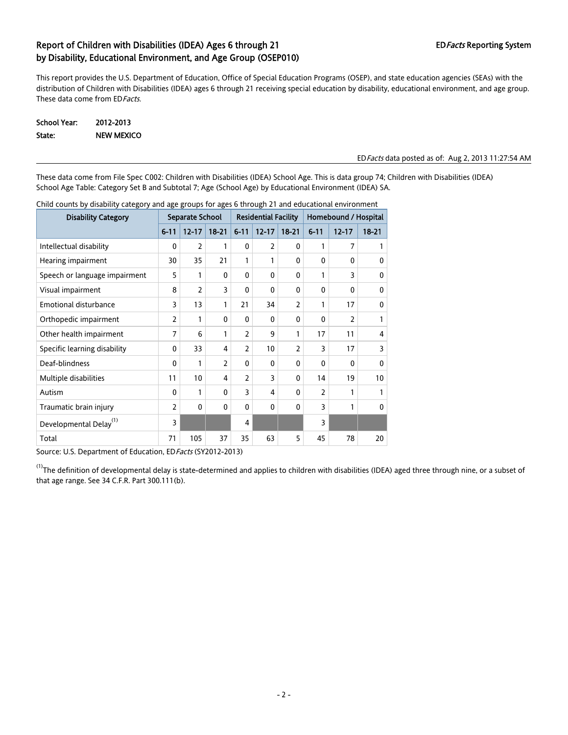# Report of Children with Disabilities (IDEA) Ages 6 through 21 by Disability, Educational Environment, and Age Group (OSEP010)

ED*Facts* Reporting System

This report provides the U.S. Department of Education, Office of Special Education Programs (OSEP), and state education agencies (SEAs) with the distribution of Children with Disabilities (IDEA) ages 6 through 21 receiving special education by disability, educational environment, and age group. These data come from ED*Facts.*

**School Year:** 2012-2013
**State:** NEW MEXICO

ED*Facts* data posted as of: Aug 2, 2013 11:27:54 AM

These data come from File Spec C002: Children with Disabilities (IDEA) School Age. This is data group 74; Children with Disabilities (IDEA) School Age Table: Category Set B and Subtotal 7; Age (School Age) by Educational Environment (IDEA) SA.

Child counts by disability category and age groups for ages 6 through 21 and educational environment

| Disability Category | Separate School | | | Residential Facility | | | Homebound / Hospital | | |
|---|---|---|---|---|---|---|---|---|---|
| | 6-11 | 12-17 | 18-21 | 6-11 | 12-17 | 18-21 | 6-11 | 12-17 | 18-21 |
| Intellectual disability | 0 | 2 | 1 | 0 | 2 | 0 | 1 | 7 | 1 |
| Hearing impairment | 30 | 35 | 21 | 1 | 1 | 0 | 0 | 0 | 0 |
| Speech or language impairment | 5 | 1 | 0 | 0 | 0 | 0 | 1 | 3 | 0 |
| Visual impairment | 8 | 2 | 3 | 0 | 0 | 0 | 0 | 0 | 0 |
| Emotional disturbance | 3 | 13 | 1 | 21 | 34 | 2 | 1 | 17 | 0 |
| Orthopedic impairment | 2 | 1 | 0 | 0 | 0 | 0 | 0 | 2 | 1 |
| Other health impairment | 7 | 6 | 1 | 2 | 9 | 1 | 17 | 11 | 4 |
| Specific learning disability | 0 | 33 | 4 | 2 | 10 | 2 | 3 | 17 | 3 |
| Deaf-blindness | 0 | 1 | 2 | 0 | 0 | 0 | 0 | 0 | 0 |
| Multiple disabilities | 11 | 10 | 4 | 2 | 3 | 0 | 14 | 19 | 10 |
| Autism | 0 | 1 | 0 | 3 | 4 | 0 | 2 | 1 | 1 |
| Traumatic brain injury | 2 | 0 | 0 | 0 | 0 | 0 | 3 | 1 | 0 |
| Developmental Delay[(1)] | 3 | | | 4 | | | 3 | | |
| Total | 71 | 105 | 37 | 35 | 63 | 5 | 45 | 78 | 20 |

Source: U.S. Department of Education, ED*Facts* (SY2012-2013)

[(1)]The definition of developmental delay is state-determined and applies to children with disabilities (IDEA) aged three through nine, or a subset of that age range. See 34 C.F.R. Part 300.111(b).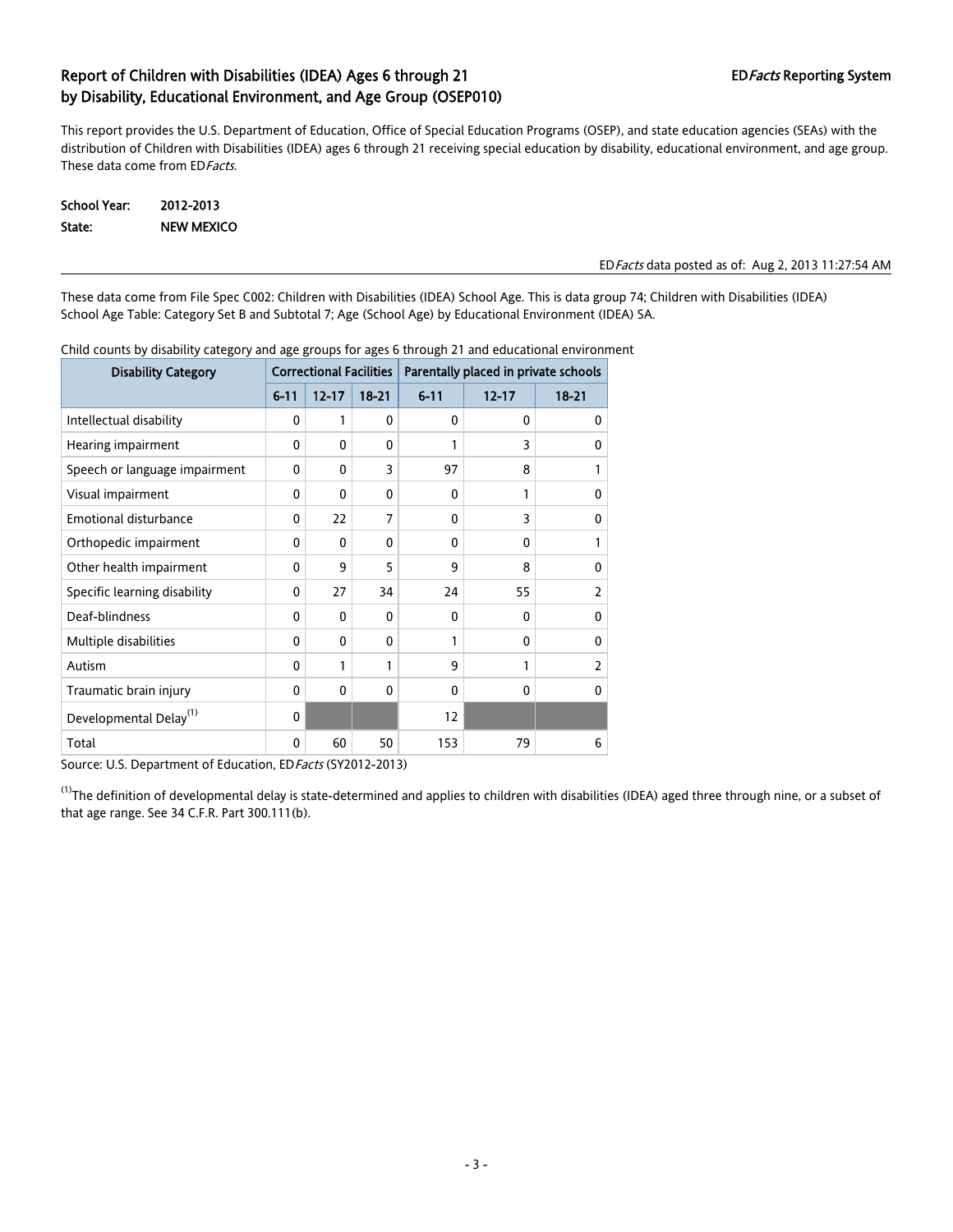## Report of Children with Disabilities (IDEA) Ages 6 through 21 by Disability, Educational Environment, and Age Group (OSEP010)

ED*Facts* Reporting System

This report provides the U.S. Department of Education, Office of Special Education Programs (OSEP), and state education agencies (SEAs) with the distribution of Children with Disabilities (IDEA) ages 6 through 21 receiving special education by disability, educational environment, and age group. These data come from ED*Facts.*

**School Year:** 2012-2013
**State:** NEW MEXICO

ED*Facts* data posted as of: Aug 2, 2013 11:27:54 AM

These data come from File Spec C002: Children with Disabilities (IDEA) School Age. This is data group 74; Children with Disabilities (IDEA) School Age Table: Category Set B and Subtotal 7; Age (School Age) by Educational Environment (IDEA) SA.

Child counts by disability category and age groups for ages 6 through 21 and educational environment

| Disability Category | Correctional Facilities | | | Parentally placed in private schools | | |
|---|---|---|---|---|---|---|
| | 6-11 | 12-17 | 18-21 | 6-11 | 12-17 | 18-21 |
| Intellectual disability | 0 | 1 | 0 | 0 | 0 | 0 |
| Hearing impairment | 0 | 0 | 0 | 1 | 3 | 0 |
| Speech or language impairment | 0 | 0 | 3 | 97 | 8 | 1 |
| Visual impairment | 0 | 0 | 0 | 0 | 1 | 0 |
| Emotional disturbance | 0 | 22 | 7 | 0 | 3 | 0 |
| Orthopedic impairment | 0 | 0 | 0 | 0 | 0 | 1 |
| Other health impairment | 0 | 9 | 5 | 9 | 8 | 0 |
| Specific learning disability | 0 | 27 | 34 | 24 | 55 | 2 |
| Deaf-blindness | 0 | 0 | 0 | 0 | 0 | 0 |
| Multiple disabilities | 0 | 0 | 0 | 1 | 0 | 0 |
| Autism | 0 | 1 | 1 | 9 | 1 | 2 |
| Traumatic brain injury | 0 | 0 | 0 | 0 | 0 | 0 |
| Developmental Delay[1] | 0 | | | 12 | | |
| Total | 0 | 60 | 50 | 153 | 79 | 6 |

Source: U.S. Department of Education, ED*Facts* (SY2012-2013)

[1]The definition of developmental delay is state-determined and applies to children with disabilities (IDEA) aged three through nine, or a subset of that age range. See 34 C.F.R. Part 300.111(b).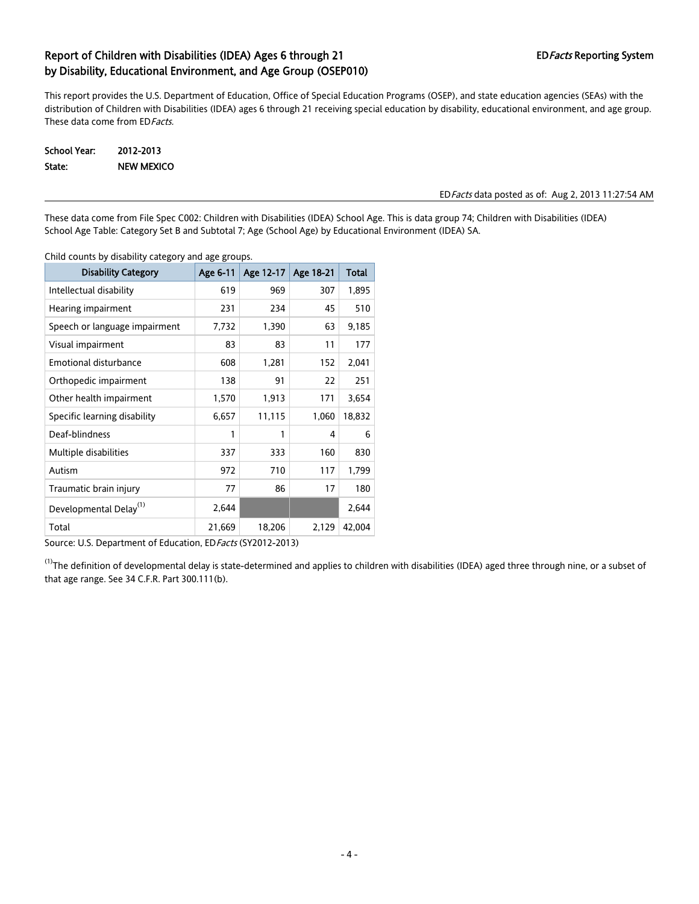## Report of Children with Disabilities (IDEA) Ages 6 through 21 by Disability, Educational Environment, and Age Group (OSEP010)

ED*Facts* Reporting System

This report provides the U.S. Department of Education, Office of Special Education Programs (OSEP), and state education agencies (SEAs) with the distribution of Children with Disabilities (IDEA) ages 6 through 21 receiving special education by disability, educational environment, and age group. These data come from ED*Facts*.

**School Year:** 2012-2013
**State:** NEW MEXICO

ED*Facts* data posted as of: Aug 2, 2013 11:27:54 AM

These data come from File Spec C002: Children with Disabilities (IDEA) School Age. This is data group 74; Children with Disabilities (IDEA) School Age Table: Category Set B and Subtotal 7; Age (School Age) by Educational Environment (IDEA) SA.

Child counts by disability category and age groups.

| Disability Category | Age 6-11 | Age 12-17 | Age 18-21 | Total |
|---|---|---|---|---|
| Intellectual disability | 619 | 969 | 307 | 1,895 |
| Hearing impairment | 231 | 234 | 45 | 510 |
| Speech or language impairment | 7,732 | 1,390 | 63 | 9,185 |
| Visual impairment | 83 | 83 | 11 | 177 |
| Emotional disturbance | 608 | 1,281 | 152 | 2,041 |
| Orthopedic impairment | 138 | 91 | 22 | 251 |
| Other health impairment | 1,570 | 1,913 | 171 | 3,654 |
| Specific learning disability | 6,657 | 11,115 | 1,060 | 18,832 |
| Deaf-blindness | 1 | 1 | 4 | 6 |
| Multiple disabilities | 337 | 333 | 160 | 830 |
| Autism | 972 | 710 | 117 | 1,799 |
| Traumatic brain injury | 77 | 86 | 17 | 180 |
| Developmental Delay[1] | 2,644 | | | 2,644 |
| Total | 21,669 | 18,206 | 2,129 | 42,004 |

Source: U.S. Department of Education, ED*Facts* (SY2012-2013)

[1]The definition of developmental delay is state-determined and applies to children with disabilities (IDEA) aged three through nine, or a subset of that age range. See 34 C.F.R. Part 300.111(b).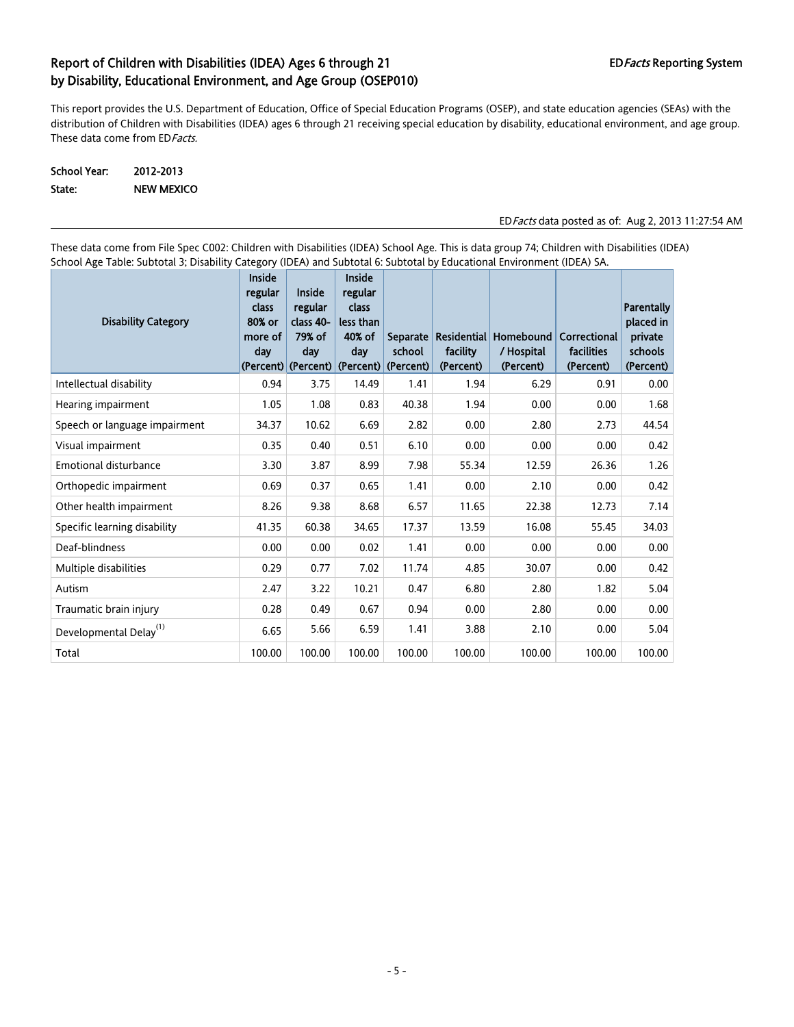## Report of Children with Disabilities (IDEA) Ages 6 through 21 by Disability, Educational Environment, and Age Group (OSEP010)

ED*Facts* Reporting System

This report provides the U.S. Department of Education, Office of Special Education Programs (OSEP), and state education agencies (SEAs) with the distribution of Children with Disabilities (IDEA) ages 6 through 21 receiving special education by disability, educational environment, and age group. These data come from ED*Facts*.

**School Year:** 2012-2013
**State:** NEW MEXICO

ED*Facts* data posted as of: Aug 2, 2013 11:27:54 AM

These data come from File Spec C002: Children with Disabilities (IDEA) School Age. This is data group 74; Children with Disabilities (IDEA) School Age Table: Subtotal 3; Disability Category (IDEA) and Subtotal 6: Subtotal by Educational Environment (IDEA) SA.

| Disability Category | Inside regular class 80% or more of day (Percent) | Inside regular class 40-79% of day (Percent) | Inside regular class less than 40% of day (Percent) | Separate school (Percent) | Residential facility (Percent) | Homebound / Hospital (Percent) | Correctional facilities (Percent) | Parentally placed in private schools (Percent) |
|---|---|---|---|---|---|---|---|---|
| Intellectual disability | 0.94 | 3.75 | 14.49 | 1.41 | 1.94 | 6.29 | 0.91 | 0.00 |
| Hearing impairment | 1.05 | 1.08 | 0.83 | 40.38 | 1.94 | 0.00 | 0.00 | 1.68 |
| Speech or language impairment | 34.37 | 10.62 | 6.69 | 2.82 | 0.00 | 2.80 | 2.73 | 44.54 |
| Visual impairment | 0.35 | 0.40 | 0.51 | 6.10 | 0.00 | 0.00 | 0.00 | 0.42 |
| Emotional disturbance | 3.30 | 3.87 | 8.99 | 7.98 | 55.34 | 12.59 | 26.36 | 1.26 |
| Orthopedic impairment | 0.69 | 0.37 | 0.65 | 1.41 | 0.00 | 2.10 | 0.00 | 0.42 |
| Other health impairment | 8.26 | 9.38 | 8.68 | 6.57 | 11.65 | 22.38 | 12.73 | 7.14 |
| Specific learning disability | 41.35 | 60.38 | 34.65 | 17.37 | 13.59 | 16.08 | 55.45 | 34.03 |
| Deaf-blindness | 0.00 | 0.00 | 0.02 | 1.41 | 0.00 | 0.00 | 0.00 | 0.00 |
| Multiple disabilities | 0.29 | 0.77 | 7.02 | 11.74 | 4.85 | 30.07 | 0.00 | 0.42 |
| Autism | 2.47 | 3.22 | 10.21 | 0.47 | 6.80 | 2.80 | 1.82 | 5.04 |
| Traumatic brain injury | 0.28 | 0.49 | 0.67 | 0.94 | 0.00 | 2.80 | 0.00 | 0.00 |
| Developmental Delay[(1)] | 6.65 | 5.66 | 6.59 | 1.41 | 3.88 | 2.10 | 0.00 | 5.04 |
| Total | 100.00 | 100.00 | 100.00 | 100.00 | 100.00 | 100.00 | 100.00 | 100.00 |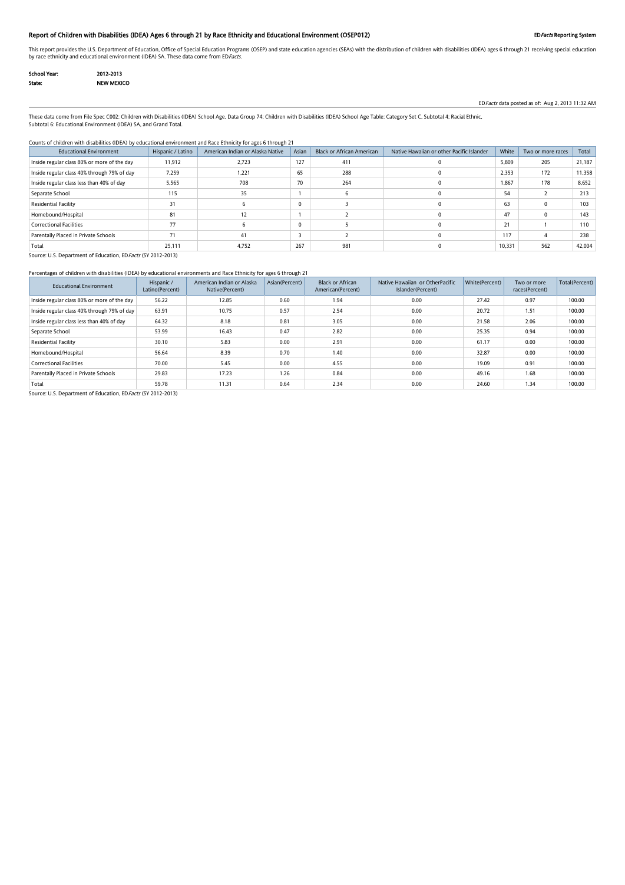## Report of Children with Disabilities (IDEA) Ages 6 through 21 by Race Ethnicity and Educational Environment (OSEP012)

**ED*Facts* Reporting System**

This report provides the U.S. Department of Education, Office of Special Education Programs (OSEP) and state education agencies (SEAs) with the distribution of children with disabilities (IDEA) ages 6 through 21 receiving special education by race ethnicity and educational environment (IDEA) SA. These data come from ED*Facts*.

**School Year:** 2012-2013
**State:** NEW MEXICO

ED*Facts* data posted as of: Aug 2, 2013 11:32 AM

These data come from File Spec C002: Children with Disabilities (IDEA) School Age, Data Group 74; Children with Disabilities (IDEA) School Age Table: Category Set C, Subtotal 4; Racial Ethnic, Subtotal 6: Educational Environment (IDEA) SA, and Grand Total.

Counts of children with disabilities (IDEA) by educational environment and Race Ethnicity for ages 6 through 21

| Educational Environment | Hispanic / Latino | American Indian or Alaska Native | Asian | Black or African American | Native Hawaiian or other Pacific Islander | White | Two or more races | Total |
|---|---|---|---|---|---|---|---|---|
| Inside regular class 80% or more of the day | 11,912 | 2,723 | 127 | 411 | 0 | 5,809 | 205 | 21,187 |
| Inside regular class 40% through 79% of day | 7,259 | 1,221 | 65 | 288 | 0 | 2,353 | 172 | 11,358 |
| Inside regular class less than 40% of day | 5,565 | 708 | 70 | 264 | 0 | 1,867 | 178 | 8,652 |
| Separate School | 115 | 35 | 1 | 6 | 0 | 54 | 2 | 213 |
| Residential Facility | 31 | 6 | 0 | 3 | 0 | 63 | 0 | 103 |
| Homebound/Hospital | 81 | 12 | 1 | 2 | 0 | 47 | 0 | 143 |
| Correctional Facilities | 77 | 6 | 0 | 5 | 0 | 21 | 1 | 110 |
| Parentally Placed in Private Schools | 71 | 41 | 3 | 2 | 0 | 117 | 4 | 238 |
| Total | 25,111 | 4,752 | 267 | 981 | 0 | 10,331 | 562 | 42,004 |

Source: U.S. Department of Education, ED*Facts* (SY 2012-2013)

Percentages of children with disabilities (IDEA) by educational environments and Race Ethnicity for ages 6 through 21

| Educational Environment | Hispanic / Latino(Percent) | American Indian or Alaska Native(Percent) | Asian(Percent) | Black or African American(Percent) | Native Hawaiian or OtherPacific Islander(Percent) | White(Percent) | Two or more races(Percent) | Total(Percent) |
|---|---|---|---|---|---|---|---|---|
| Inside regular class 80% or more of the day | 56.22 | 12.85 | 0.60 | 1.94 | 0.00 | 27.42 | 0.97 | 100.00 |
| Inside regular class 40% through 79% of day | 63.91 | 10.75 | 0.57 | 2.54 | 0.00 | 20.72 | 1.51 | 100.00 |
| Inside regular class less than 40% of day | 64.32 | 8.18 | 0.81 | 3.05 | 0.00 | 21.58 | 2.06 | 100.00 |
| Separate School | 53.99 | 16.43 | 0.47 | 2.82 | 0.00 | 25.35 | 0.94 | 100.00 |
| Residential Facility | 30.10 | 5.83 | 0.00 | 2.91 | 0.00 | 61.17 | 0.00 | 100.00 |
| Homebound/Hospital | 56.64 | 8.39 | 0.70 | 1.40 | 0.00 | 32.87 | 0.00 | 100.00 |
| Correctional Facilities | 70.00 | 5.45 | 0.00 | 4.55 | 0.00 | 19.09 | 0.91 | 100.00 |
| Parentally Placed in Private Schools | 29.83 | 17.23 | 1.26 | 0.84 | 0.00 | 49.16 | 1.68 | 100.00 |
| Total | 59.78 | 11.31 | 0.64 | 2.34 | 0.00 | 24.60 | 1.34 | 100.00 |

Source: U.S. Department of Education, ED*Facts* (SY 2012-2013)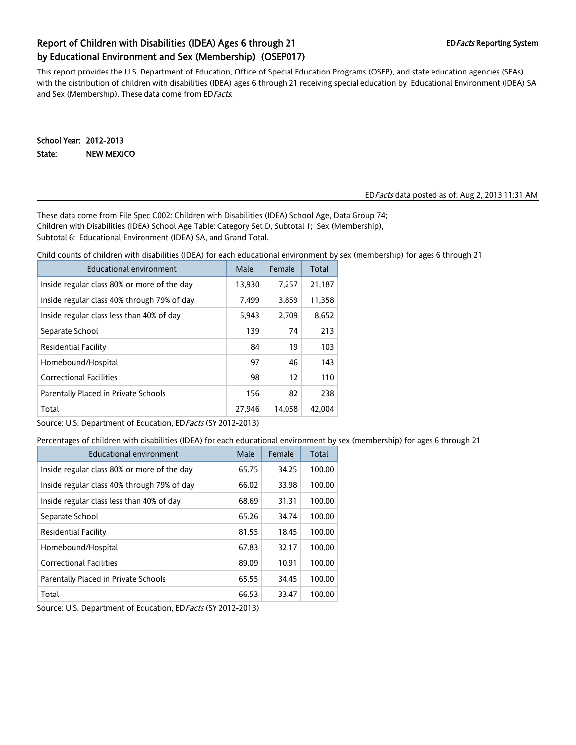## Report of Children with Disabilities (IDEA) Ages 6 through 21 by Educational Environment and Sex (Membership) (OSEP017)

ED*Facts* Reporting System

This report provides the U.S. Department of Education, Office of Special Education Programs (OSEP), and state education agencies (SEAs) with the distribution of children with disabilities (IDEA) ages 6 through 21 receiving special education by Educational Environment (IDEA) SA and Sex (Membership). These data come from ED*Facts*.

**School Year:** 2012-2013

**State:** NEW MEXICO

ED*Facts* data posted as of: Aug 2, 2013 11:31 AM

These data come from File Spec C002: Children with Disabilities (IDEA) School Age, Data Group 74; Children with Disabilities (IDEA) School Age Table: Category Set D, Subtotal 1; Sex (Membership), Subtotal 6: Educational Environment (IDEA) SA, and Grand Total.

Child counts of children with disabilities (IDEA) for each educational environment by sex (membership) for ages 6 through 21

| Educational environment | Male | Female | Total |
|---|---|---|---|
| Inside regular class 80% or more of the day | 13,930 | 7,257 | 21,187 |
| Inside regular class 40% through 79% of day | 7,499 | 3,859 | 11,358 |
| Inside regular class less than 40% of day | 5,943 | 2,709 | 8,652 |
| Separate School | 139 | 74 | 213 |
| Residential Facility | 84 | 19 | 103 |
| Homebound/Hospital | 97 | 46 | 143 |
| Correctional Facilities | 98 | 12 | 110 |
| Parentally Placed in Private Schools | 156 | 82 | 238 |
| Total | 27,946 | 14,058 | 42,004 |

Source: U.S. Department of Education, ED*Facts* (SY 2012-2013)

Percentages of children with disabilities (IDEA) for each educational environment by sex (membership) for ages 6 through 21

| Educational environment | Male | Female | Total |
|---|---|---|---|
| Inside regular class 80% or more of the day | 65.75 | 34.25 | 100.00 |
| Inside regular class 40% through 79% of day | 66.02 | 33.98 | 100.00 |
| Inside regular class less than 40% of day | 68.69 | 31.31 | 100.00 |
| Separate School | 65.26 | 34.74 | 100.00 |
| Residential Facility | 81.55 | 18.45 | 100.00 |
| Homebound/Hospital | 67.83 | 32.17 | 100.00 |
| Correctional Facilities | 89.09 | 10.91 | 100.00 |
| Parentally Placed in Private Schools | 65.55 | 34.45 | 100.00 |
| Total | 66.53 | 33.47 | 100.00 |

Source: U.S. Department of Education, ED*Facts* (SY 2012-2013)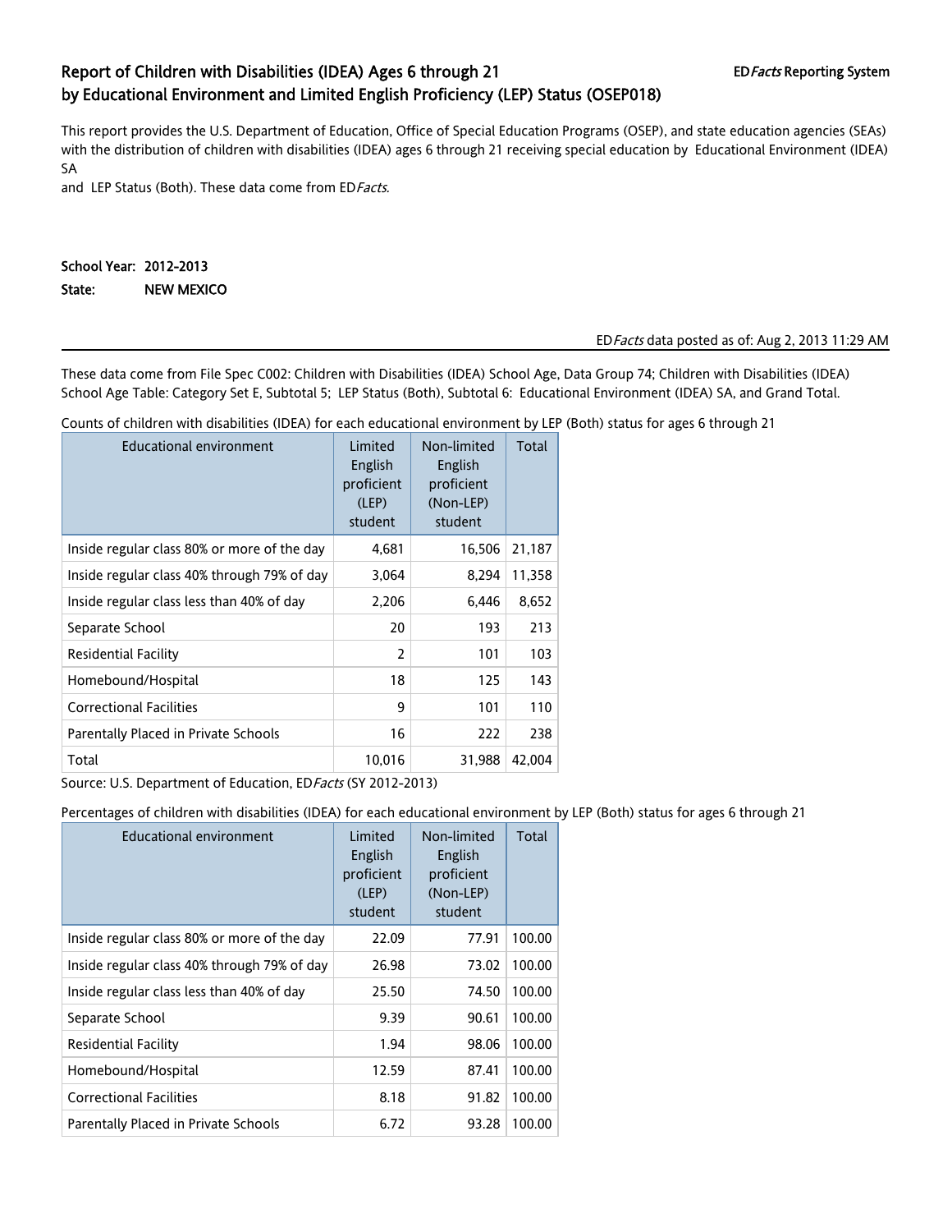# Report of Children with Disabilities (IDEA) Ages 6 through 21 by Educational Environment and Limited English Proficiency (LEP) Status (OSEP018)

ED*Facts* Reporting System

This report provides the U.S. Department of Education, Office of Special Education Programs (OSEP), and state education agencies (SEAs) with the distribution of children with disabilities (IDEA) ages 6 through 21 receiving special education by Educational Environment (IDEA) SA
and LEP Status (Both). These data come from ED*Facts*.

**School Year:** 2012-2013
**State:** NEW MEXICO

ED*Facts* data posted as of: Aug 2, 2013 11:29 AM

These data come from File Spec C002: Children with Disabilities (IDEA) School Age, Data Group 74; Children with Disabilities (IDEA) School Age Table: Category Set E, Subtotal 5; LEP Status (Both), Subtotal 6: Educational Environment (IDEA) SA, and Grand Total.

Counts of children with disabilities (IDEA) for each educational environment by LEP (Both) status for ages 6 through 21

| Educational environment | Limited English proficient (LEP) student | Non-limited English proficient (Non-LEP) student | Total |
|---|---|---|---|
| Inside regular class 80% or more of the day | 4,681 | 16,506 | 21,187 |
| Inside regular class 40% through 79% of day | 3,064 | 8,294 | 11,358 |
| Inside regular class less than 40% of day | 2,206 | 6,446 | 8,652 |
| Separate School | 20 | 193 | 213 |
| Residential Facility | 2 | 101 | 103 |
| Homebound/Hospital | 18 | 125 | 143 |
| Correctional Facilities | 9 | 101 | 110 |
| Parentally Placed in Private Schools | 16 | 222 | 238 |
| Total | 10,016 | 31,988 | 42,004 |

Source: U.S. Department of Education, ED*Facts* (SY 2012-2013)

Percentages of children with disabilities (IDEA) for each educational environment by LEP (Both) status for ages 6 through 21

| Educational environment | Limited English proficient (LEP) student | Non-limited English proficient (Non-LEP) student | Total |
|---|---|---|---|
| Inside regular class 80% or more of the day | 22.09 | 77.91 | 100.00 |
| Inside regular class 40% through 79% of day | 26.98 | 73.02 | 100.00 |
| Inside regular class less than 40% of day | 25.50 | 74.50 | 100.00 |
| Separate School | 9.39 | 90.61 | 100.00 |
| Residential Facility | 1.94 | 98.06 | 100.00 |
| Homebound/Hospital | 12.59 | 87.41 | 100.00 |
| Correctional Facilities | 8.18 | 91.82 | 100.00 |
| Parentally Placed in Private Schools | 6.72 | 93.28 | 100.00 |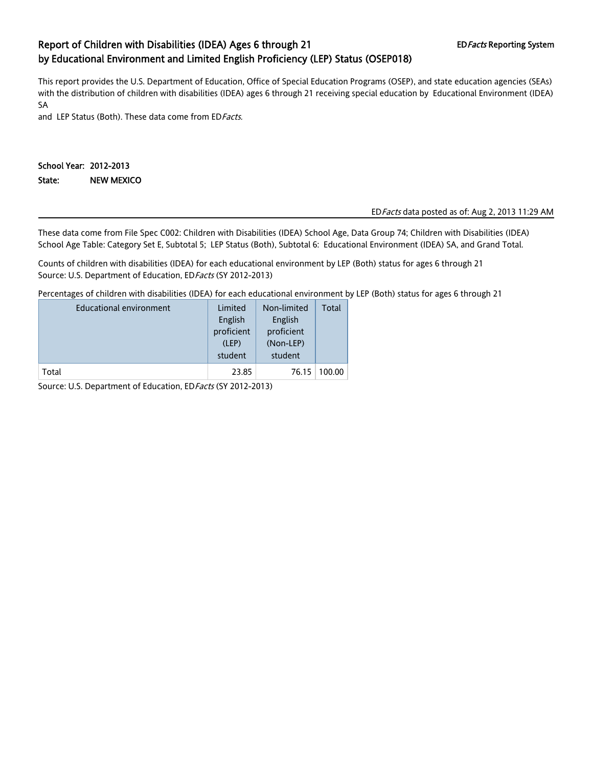## Report of Children with Disabilities (IDEA) Ages 6 through 21 by Educational Environment and Limited English Proficiency (LEP) Status (OSEP018)

ED*Facts* Reporting System

This report provides the U.S. Department of Education, Office of Special Education Programs (OSEP), and state education agencies (SEAs) with the distribution of children with disabilities (IDEA) ages 6 through 21 receiving special education by Educational Environment (IDEA) SA
and LEP Status (Both). These data come from ED*Facts*.

**School Year:** **2012-2013**
**State:** **NEW MEXICO**

ED*Facts* data posted as of: Aug 2, 2013 11:29 AM

---

These data come from File Spec C002: Children with Disabilities (IDEA) School Age, Data Group 74; Children with Disabilities (IDEA) School Age Table: Category Set E, Subtotal 5; LEP Status (Both), Subtotal 6: Educational Environment (IDEA) SA, and Grand Total.

Counts of children with disabilities (IDEA) for each educational environment by LEP (Both) status for ages 6 through 21
Source: U.S. Department of Education, ED*Facts* (SY 2012-2013)

Percentages of children with disabilities (IDEA) for each educational environment by LEP (Both) status for ages 6 through 21

| Educational environment | Limited English proficient (LEP) student | Non-limited English proficient (Non-LEP) student | Total |
|---|---|---|---|
| Total | 23.85 | 76.15 | 100.00 |

Source: U.S. Department of Education, ED*Facts* (SY 2012-2013)